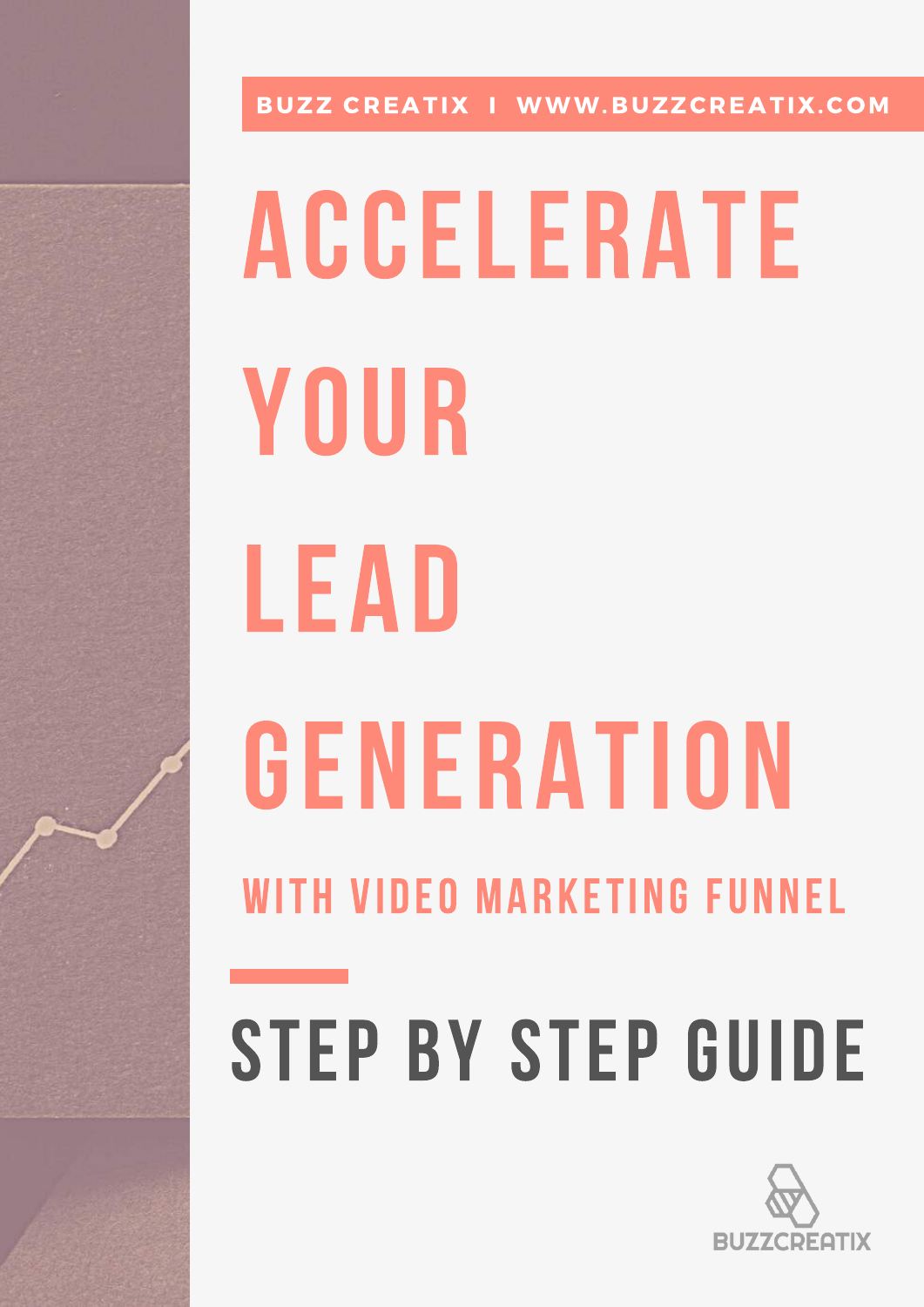BUZZ CREATIX | WWW.BUZZCREATIX.COM

# ACCELERATE YOUR LEAD GENERATION

## WITH VIDEO MARKETING FUNNEL

## STEP BY STEP GUIDE

BUZZCREATIX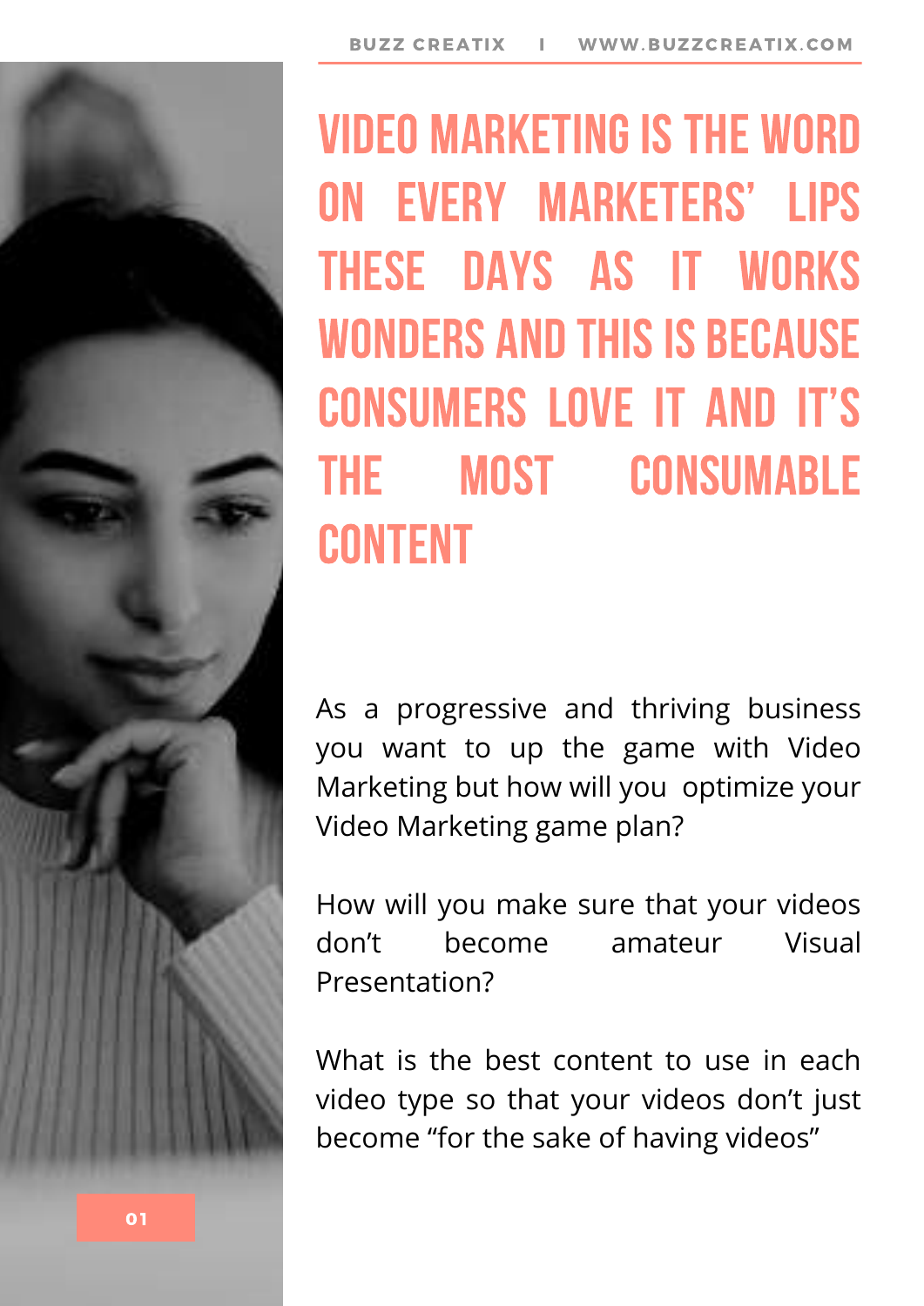# VIDEO MARKETING IS THE WORD ON EVERY MARKETERS' LIPS THESE DAYS AS IT WORKS WONDERS AND THIS IS BECAUSE CONSUMERS LOVE IT AND IT'S THE MOST CONSUMABLE CONTENT

As a progressive and thriving business you want to up the game with Video Marketing but how will you optimize your Video Marketing game plan?

How will you make sure that your videos don't become amateur Visual Presentation?

What is the best content to use in each video type so that your videos don't just become "for the sake of having videos"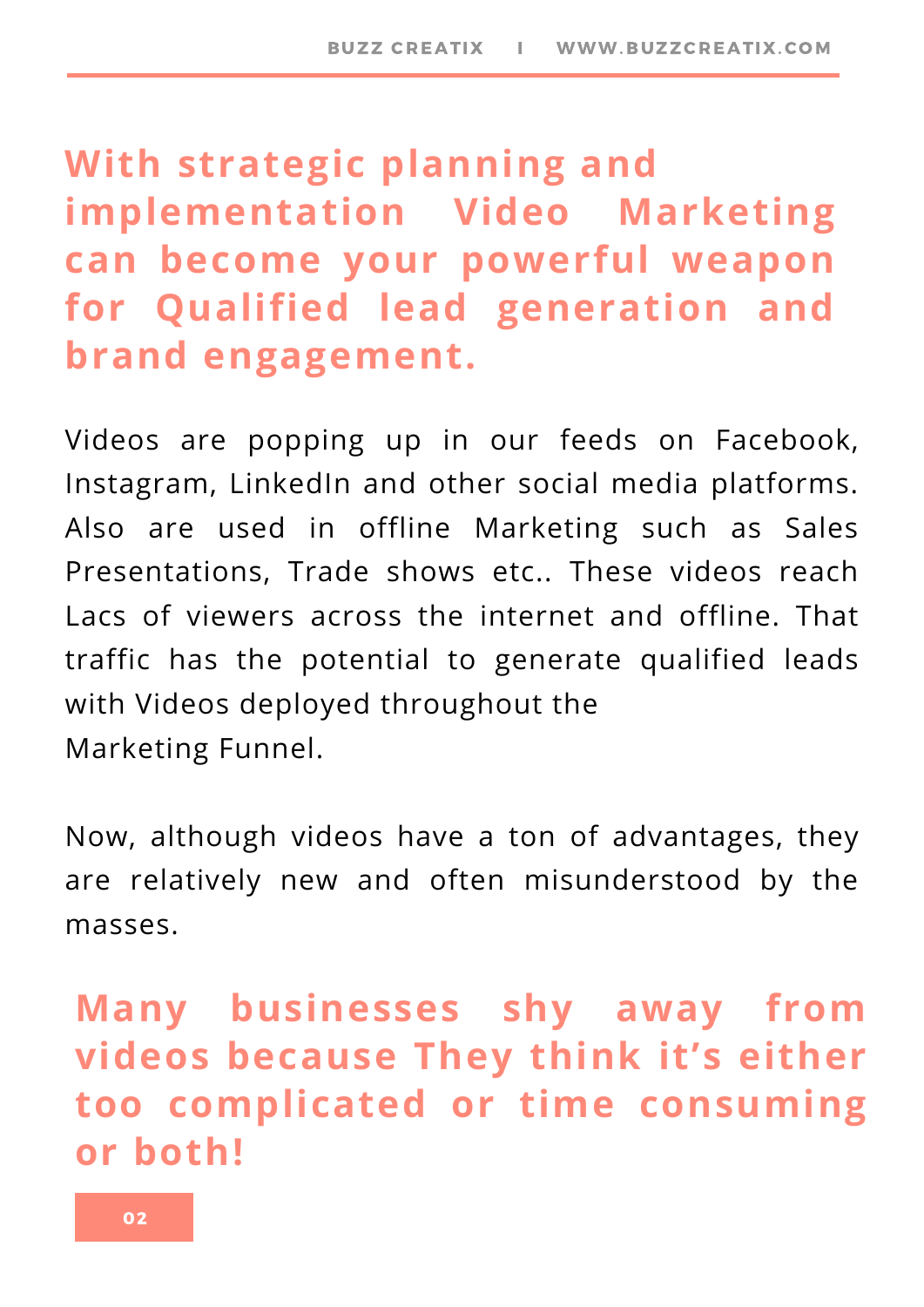## With strategic planning and implementation Video Marketing can become your powerful weapon for Qualified lead generation and brand engagement.

Videos are popping up in our feeds on Facebook, Instagram, LinkedIn and other social media platforms. Also are used in offline Marketing such as Sales Presentations, Trade shows etc.. These videos reach Lacs of viewers across the internet and offline. That traffic has the potential to generate qualified leads with Videos deployed throughout the Marketing Funnel.

Now, although videos have a ton of advantages, they are relatively new and often misunderstood by the masses.

## Many businesses shy away from videos because They think it's either too complicated or time consuming or both!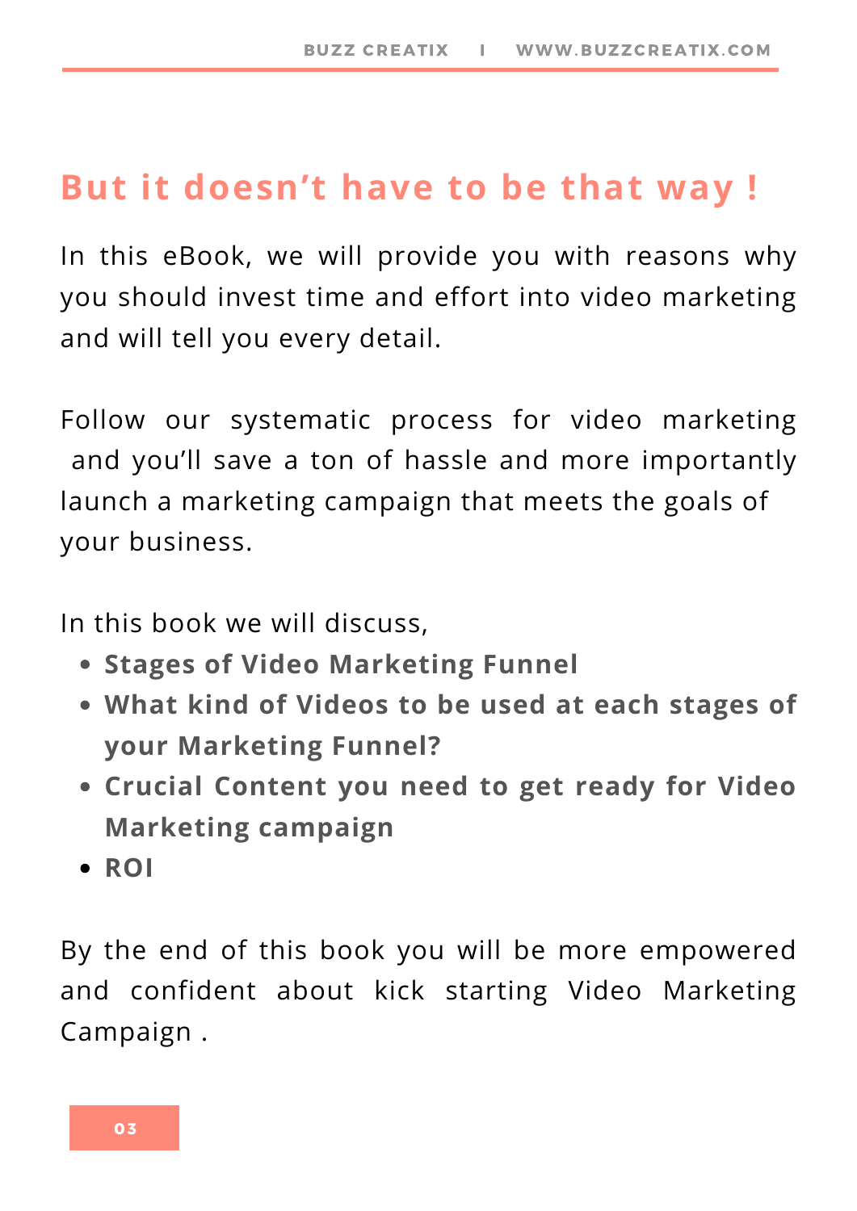## But it doesn’t have to be that way !

In this eBook, we will provide you with reasons why you should invest time and effort into video marketing and will tell you every detail.

Follow our systematic process for video marketing and you’ll save a ton of hassle and more importantly launch a marketing campaign that meets the goals of your business.

In this book we will discuss,

- **Stages of Video Marketing Funnel**
- **What kind of Videos to be used at each stages of your Marketing Funnel?**
- **Crucial Content you need to get ready for Video Marketing campaign**
- **ROI**

By the end of this book you will be more empowered and confident about kick starting Video Marketing Campaign .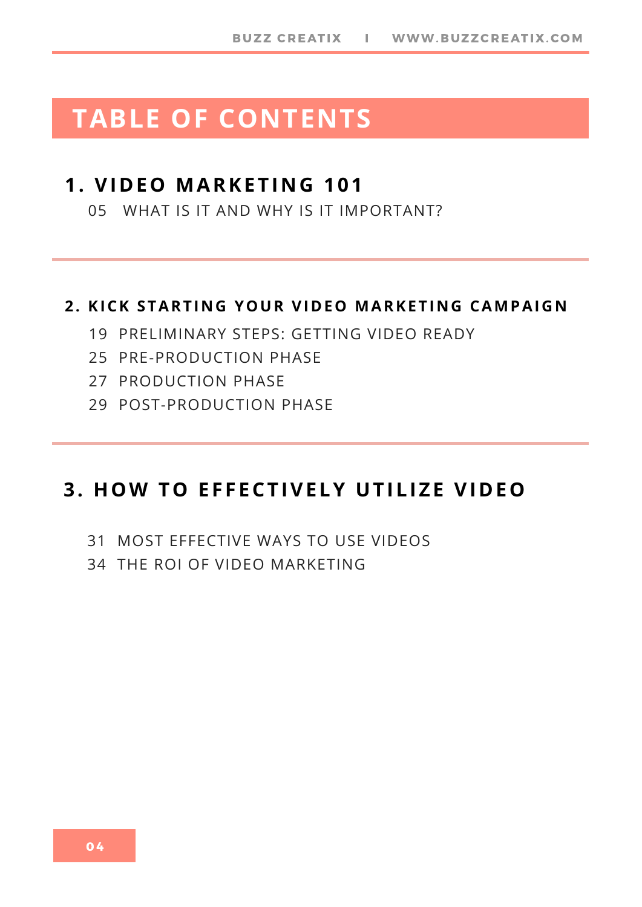# TABLE OF CONTENTS

## 1. VIDEO MARKETING 101

05 WHAT IS IT AND WHY IS IT IMPORTANT?

## 2. KICK STARTING YOUR VIDEO MARKETING CAMPAIGN

19 PRELIMINARY STEPS: GETTING VIDEO READY
25 PRE-PRODUCTION PHASE
27 PRODUCTION PHASE
29 POST-PRODUCTION PHASE

## 3. HOW TO EFFECTIVELY UTILIZE VIDEO

31 MOST EFFECTIVE WAYS TO USE VIDEOS
34 THE ROI OF VIDEO MARKETING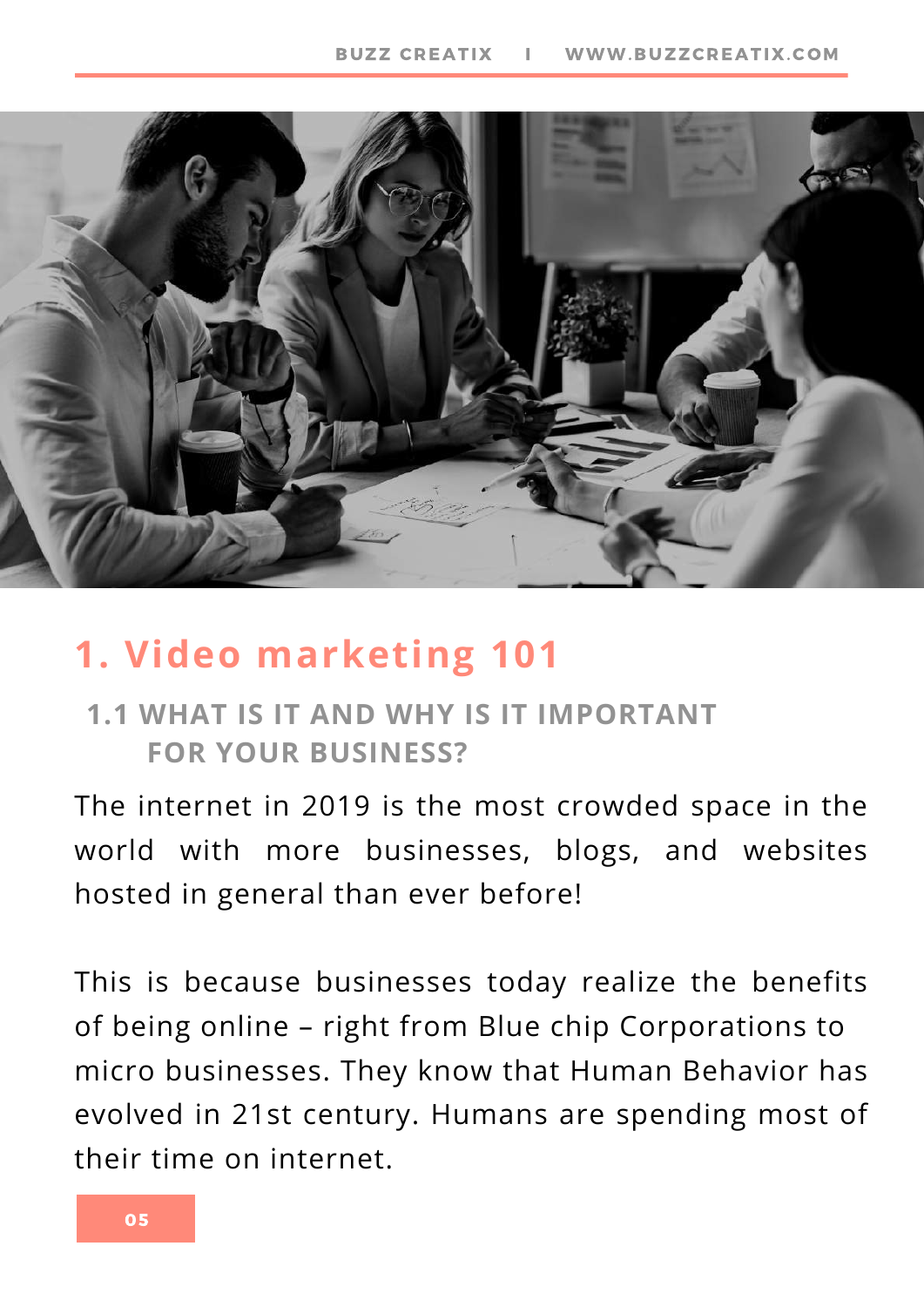# 1. Video marketing 101

## 1.1 WHAT IS IT AND WHY IS IT IMPORTANT FOR YOUR BUSINESS?

The internet in 2019 is the most crowded space in the world with more businesses, blogs, and websites hosted in general than ever before!

This is because businesses today realize the benefits of being online – right from Blue chip Corporations to micro businesses. They know that Human Behavior has evolved in 21st century. Humans are spending most of their time on internet.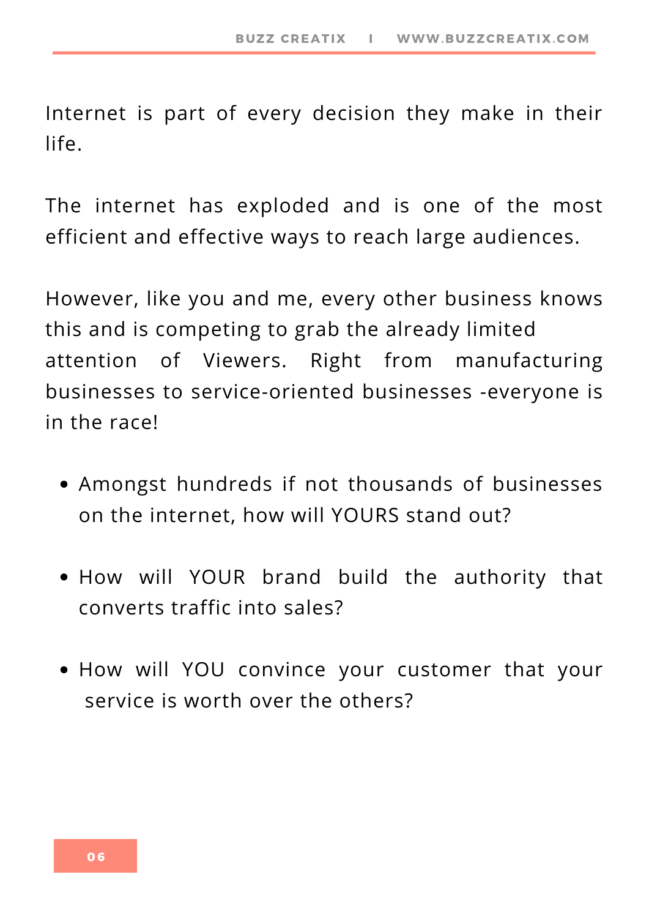Internet is part of every decision they make in their life.

The internet has exploded and is one of the most efficient and effective ways to reach large audiences.

However, like you and me, every other business knows this and is competing to grab the already limited attention of Viewers. Right from manufacturing businesses to service-oriented businesses -everyone is in the race!

- Amongst hundreds if not thousands of businesses on the internet, how will YOURS stand out?
- How will YOUR brand build the authority that converts traffic into sales?
- How will YOU convince your customer that your service is worth over the others?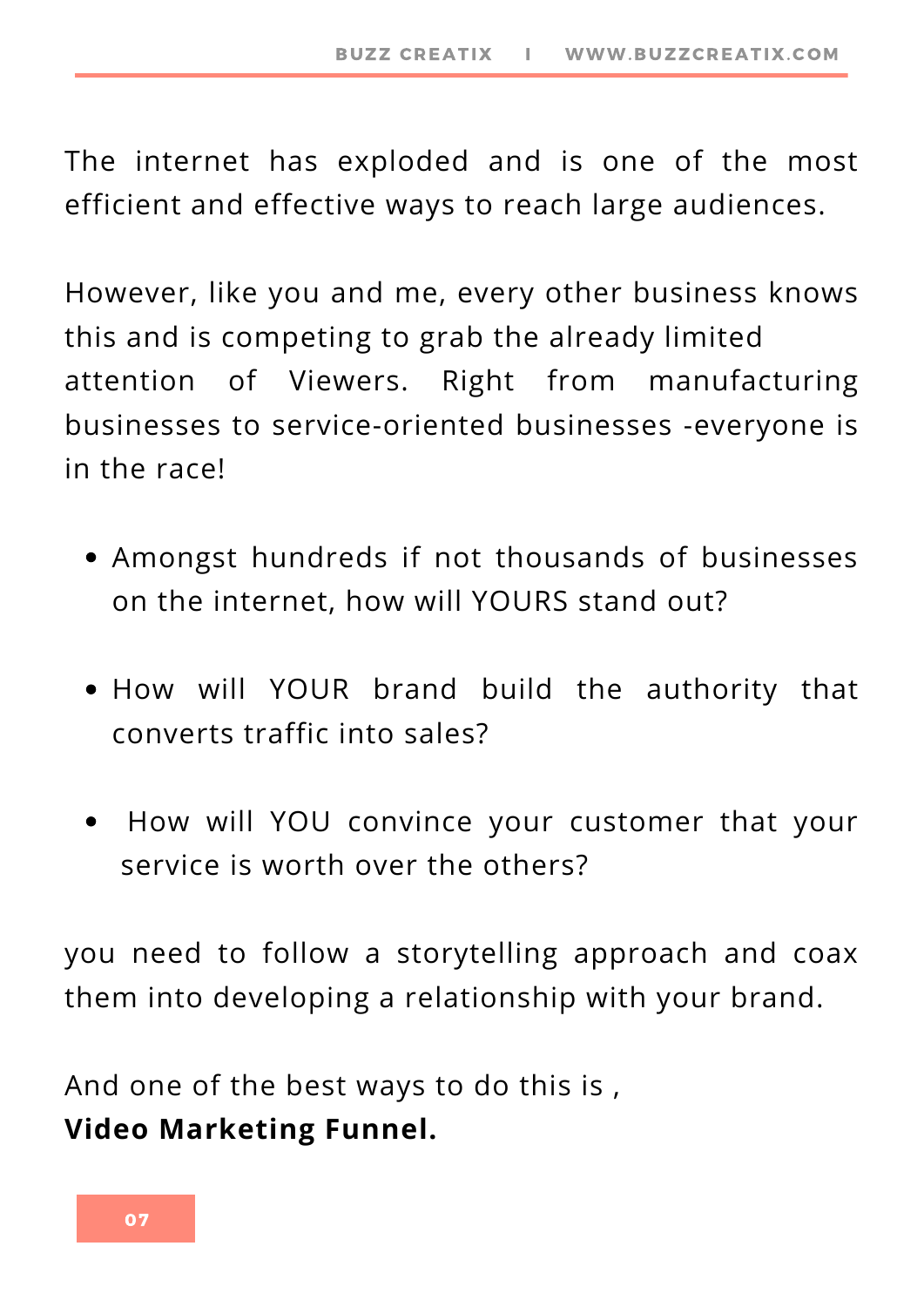The internet has exploded and is one of the most efficient and effective ways to reach large audiences.

However, like you and me, every other business knows this and is competing to grab the already limited attention of Viewers. Right from manufacturing businesses to service-oriented businesses -everyone is in the race!

- Amongst hundreds if not thousands of businesses on the internet, how will YOURS stand out?
- How will YOUR brand build the authority that converts traffic into sales?
- How will YOU convince your customer that your service is worth over the others?

you need to follow a storytelling approach and coax them into developing a relationship with your brand.

And one of the best ways to do this is ,
**Video Marketing Funnel.**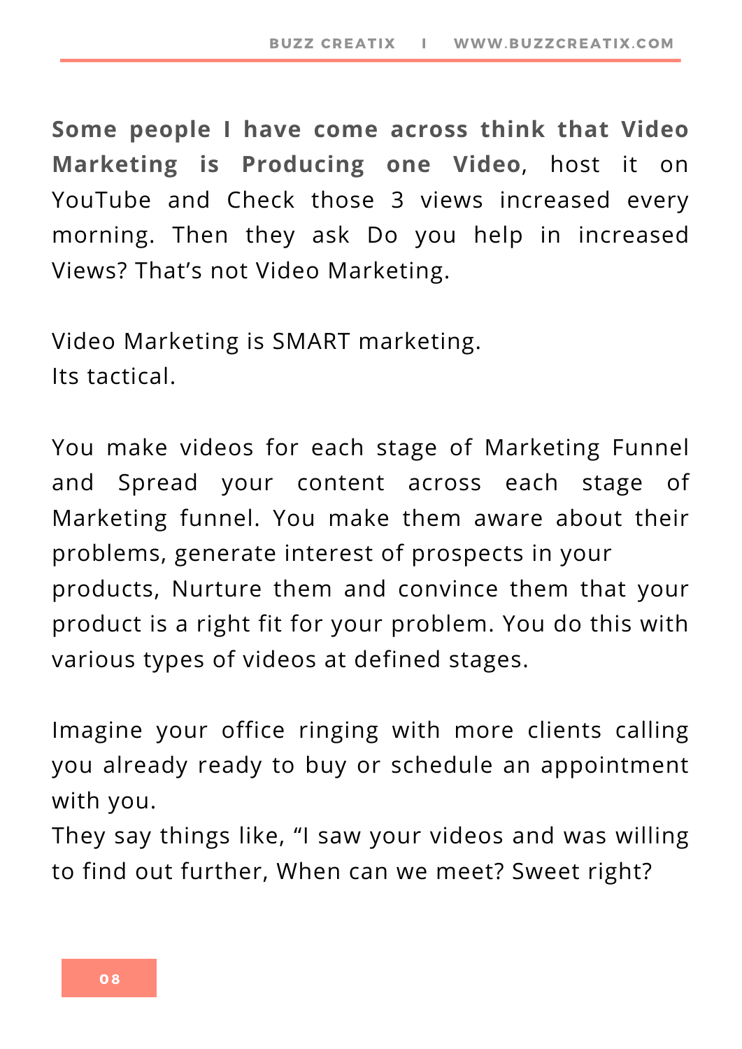**Some people I have come across think that Video Marketing is Producing one Video**, host it on YouTube and Check those 3 views increased every morning. Then they ask Do you help in increased Views? That's not Video Marketing.

Video Marketing is SMART marketing.
Its tactical.

You make videos for each stage of Marketing Funnel and Spread your content across each stage of Marketing funnel. You make them aware about their problems, generate interest of prospects in your products, Nurture them and convince them that your product is a right fit for your problem. You do this with various types of videos at defined stages.

Imagine your office ringing with more clients calling you already ready to buy or schedule an appointment with you.
They say things like, "I saw your videos and was willing to find out further, When can we meet? Sweet right?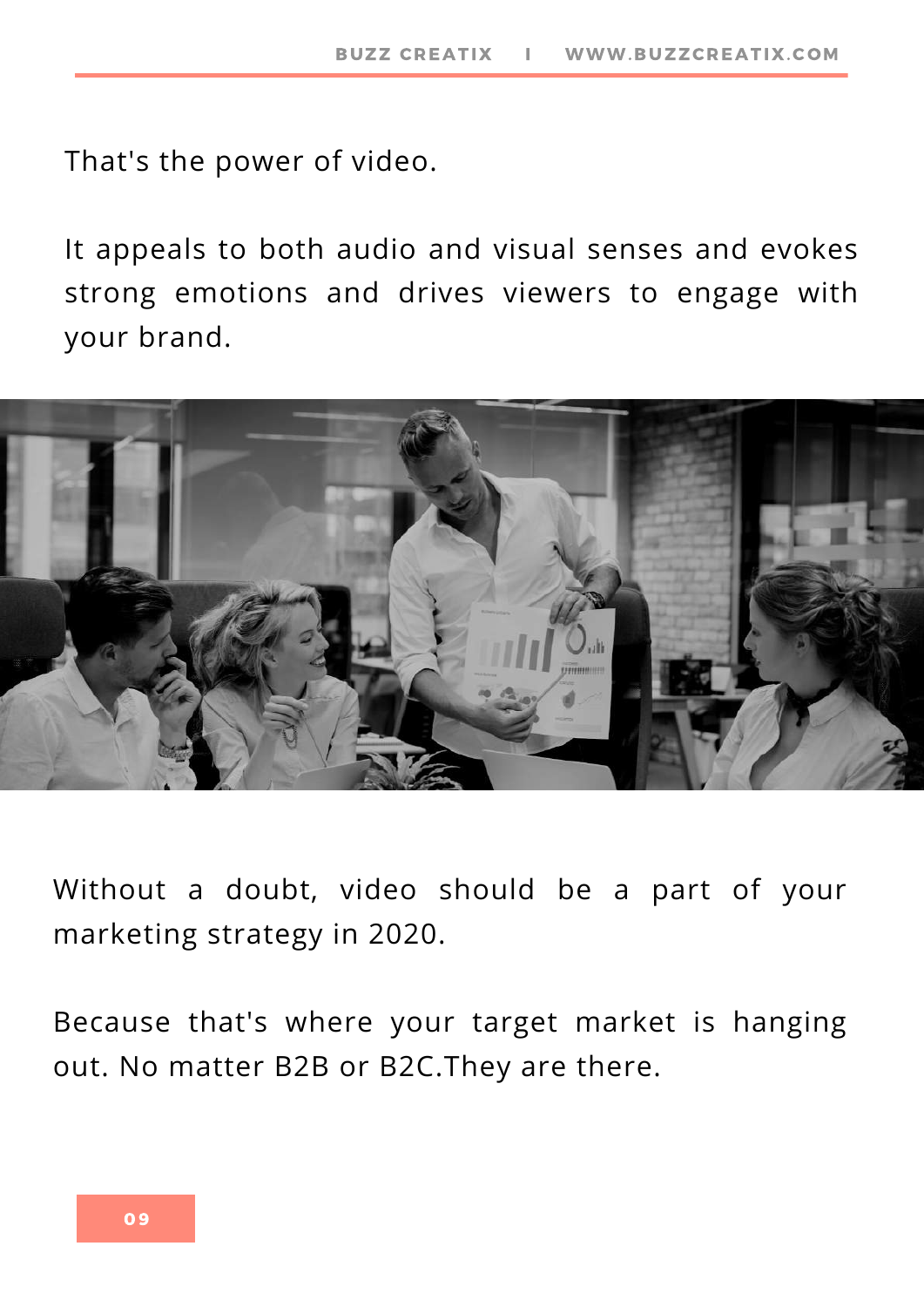That's the power of video.

It appeals to both audio and visual senses and evokes strong emotions and drives viewers to engage with your brand.

Without a doubt, video should be a part of your marketing strategy in 2020.

Because that's where your target market is hanging out. No matter B2B or B2C.They are there.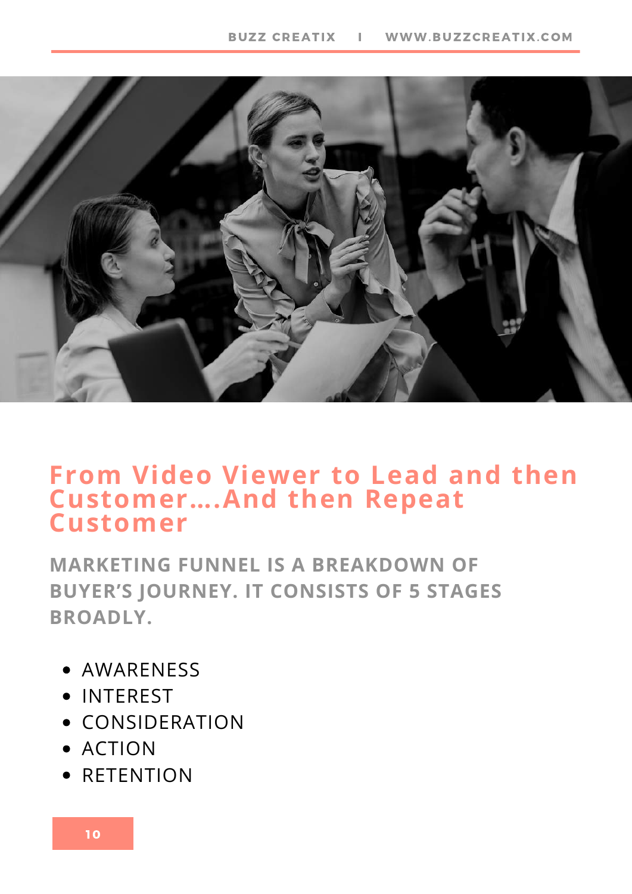## From Video Viewer to Lead and then Customer….And then Repeat Customer

**MARKETING FUNNEL IS A BREAKDOWN OF BUYER'S JOURNEY. IT CONSISTS OF 5 STAGES BROADLY.**

- AWARENESS
- INTEREST
- CONSIDERATION
- ACTION
- RETENTION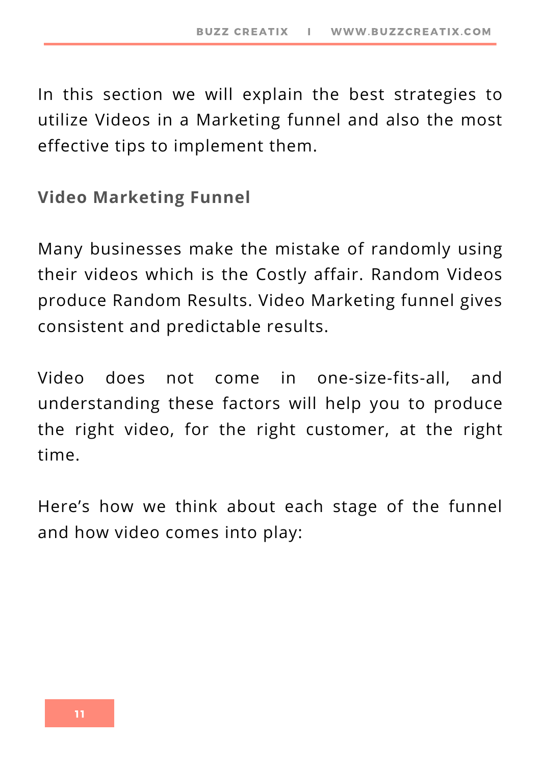In this section we will explain the best strategies to utilize Videos in a Marketing funnel and also the most effective tips to implement them.

## Video Marketing Funnel

Many businesses make the mistake of randomly using their videos which is the Costly affair. Random Videos produce Random Results. Video Marketing funnel gives consistent and predictable results.

Video does not come in one-size-fits-all, and understanding these factors will help you to produce the right video, for the right customer, at the right time.

Here’s how we think about each stage of the funnel and how video comes into play: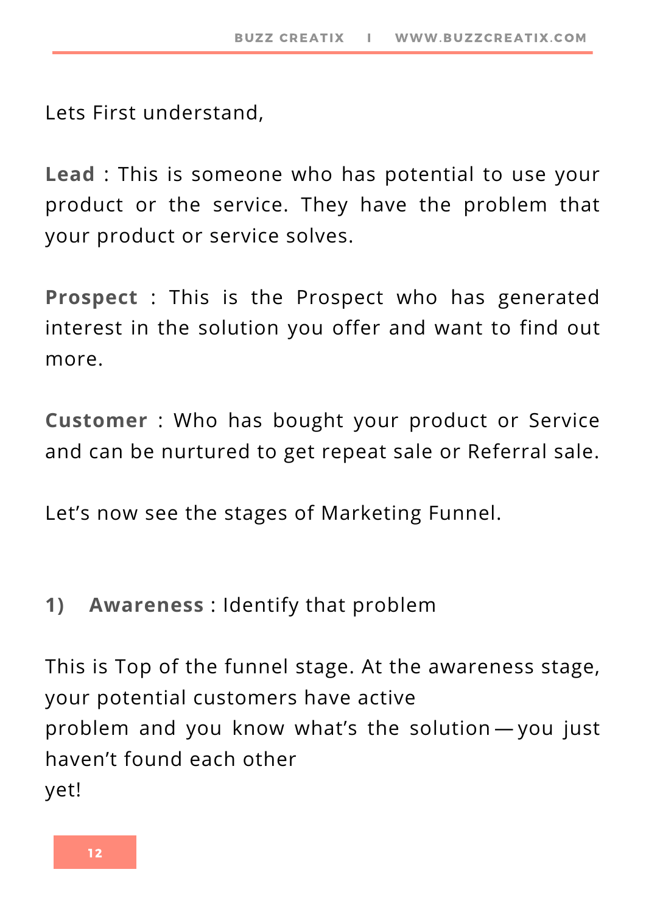Lets First understand,

**Lead** : This is someone who has potential to use your product or the service. They have the problem that your product or service solves.

**Prospect** : This is the Prospect who has generated interest in the solution you offer and want to find out more.

**Customer** : Who has bought your product or Service and can be nurtured to get repeat sale or Referral sale.

Let’s now see the stages of Marketing Funnel.

**1) Awareness** : Identify that problem

This is Top of the funnel stage. At the awareness stage, your potential customers have active problem and you know what’s the solution — you just haven’t found each other yet!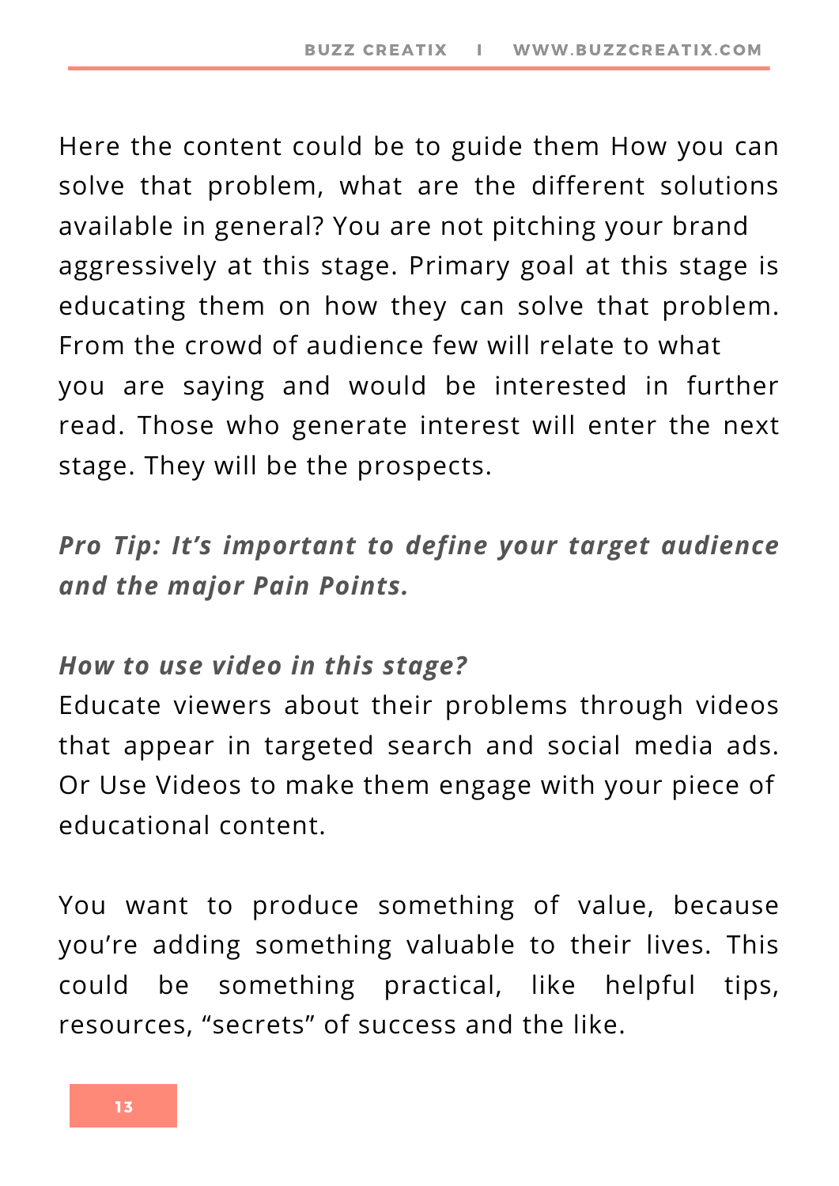Here the content could be to guide them How you can solve that problem, what are the different solutions available in general? You are not pitching your brand aggressively at this stage. Primary goal at this stage is educating them on how they can solve that problem. From the crowd of audience few will relate to what you are saying and would be interested in further read. Those who generate interest will enter the next stage. They will be the prospects.

***Pro Tip: It's important to define your target audience and the major Pain Points.***

***How to use video in this stage?***

Educate viewers about their problems through videos that appear in targeted search and social media ads. Or Use Videos to make them engage with your piece of educational content.

You want to produce something of value, because you're adding something valuable to their lives. This could be something practical, like helpful tips, resources, "secrets" of success and the like.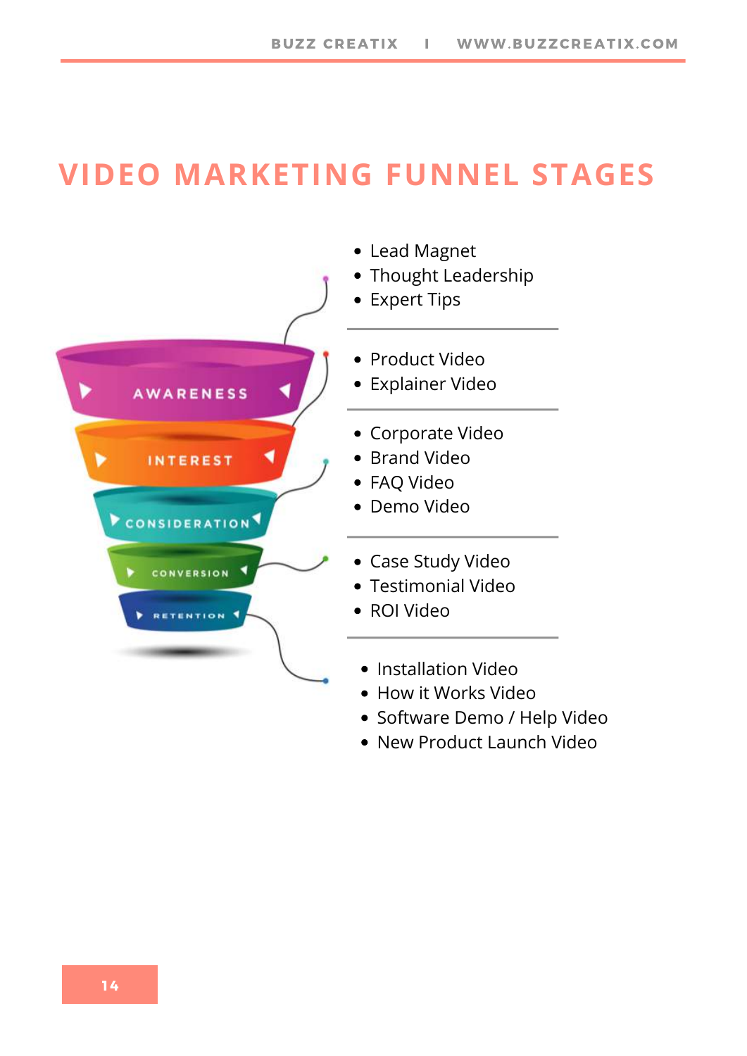# VIDEO MARKETING FUNNEL STAGES

**AWARENESS**

- Lead Magnet
- Thought Leadership
- Expert Tips

**INTEREST**

- Product Video
- Explainer Video

**CONSIDERATION**

- Corporate Video
- Brand Video
- FAQ Video
- Demo Video

**CONVERSION**

- Case Study Video
- Testimonial Video
- ROI Video

**RETENTION**

- Installation Video
- How it Works Video
- Software Demo / Help Video
- New Product Launch Video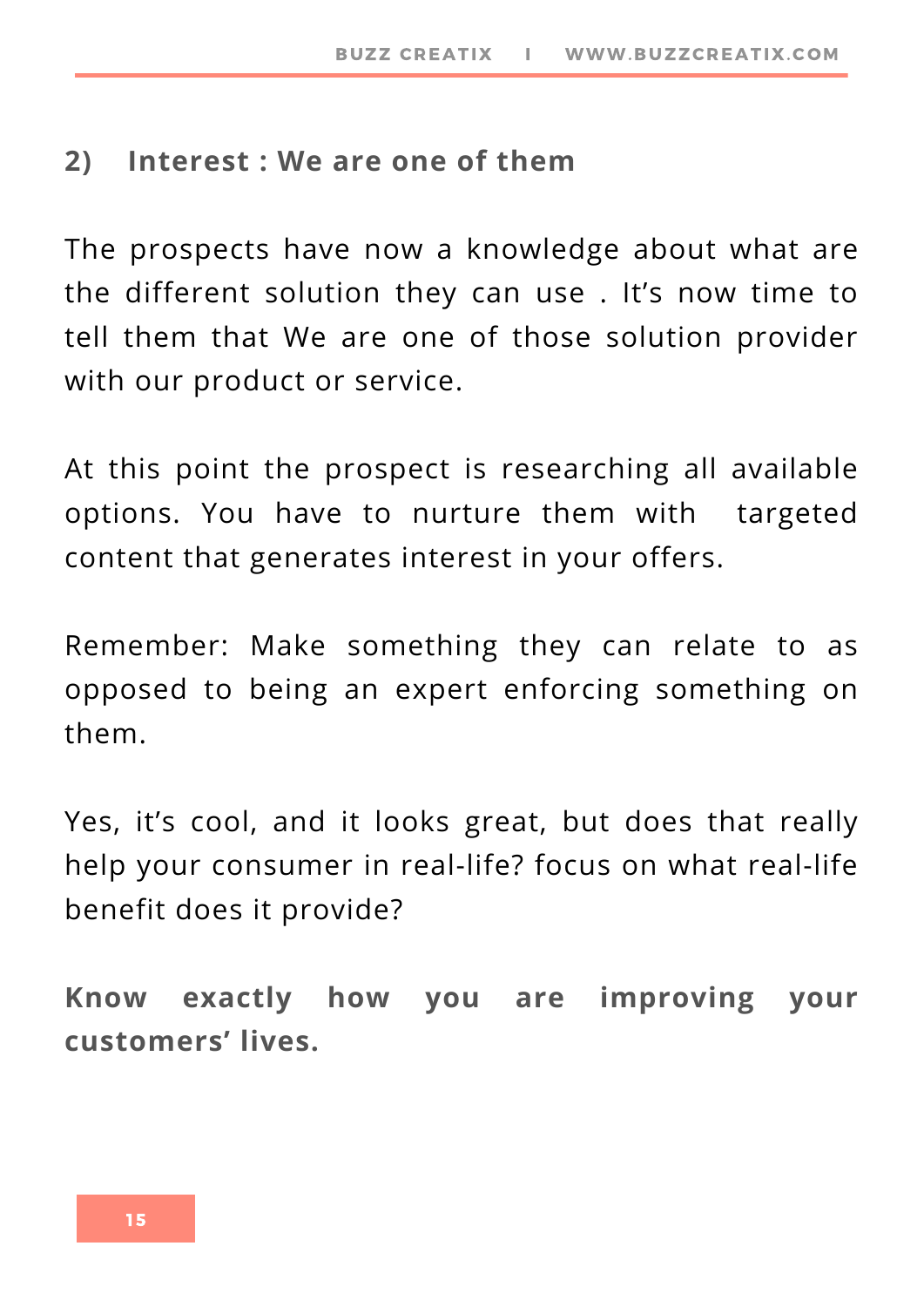## 2) Interest : We are one of them

The prospects have now a knowledge about what are the different solution they can use . It's now time to tell them that We are one of those solution provider with our product or service.

At this point the prospect is researching all available options. You have to nurture them with targeted content that generates interest in your offers.

Remember: Make something they can relate to as opposed to being an expert enforcing something on them.

Yes, it's cool, and it looks great, but does that really help your consumer in real-life? focus on what real-life benefit does it provide?

**Know exactly how you are improving your customers' lives.**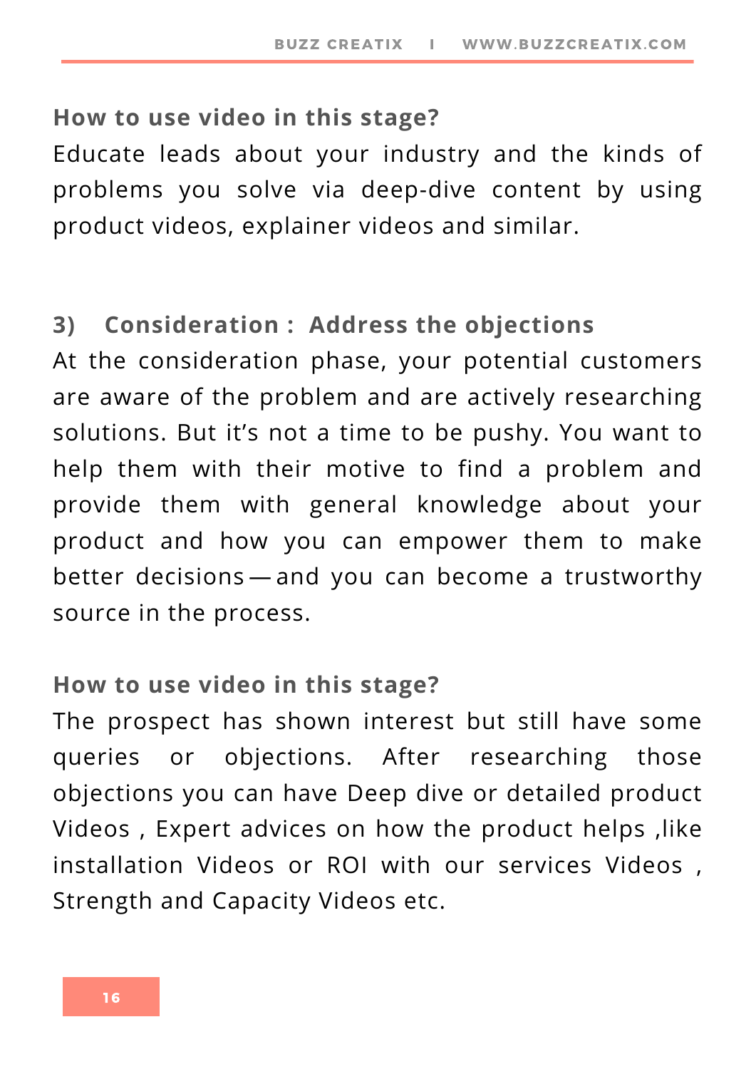**How to use video in this stage?**

Educate leads about your industry and the kinds of problems you solve via deep-dive content by using product videos, explainer videos and similar.

### 3) Consideration : Address the objections

At the consideration phase, your potential customers are aware of the problem and are actively researching solutions. But it's not a time to be pushy. You want to help them with their motive to find a problem and provide them with general knowledge about your product and how you can empower them to make better decisions — and you can become a trustworthy source in the process.

**How to use video in this stage?**

The prospect has shown interest but still have some queries or objections. After researching those objections you can have Deep dive or detailed product Videos , Expert advices on how the product helps ,like installation Videos or ROI with our services Videos , Strength and Capacity Videos etc.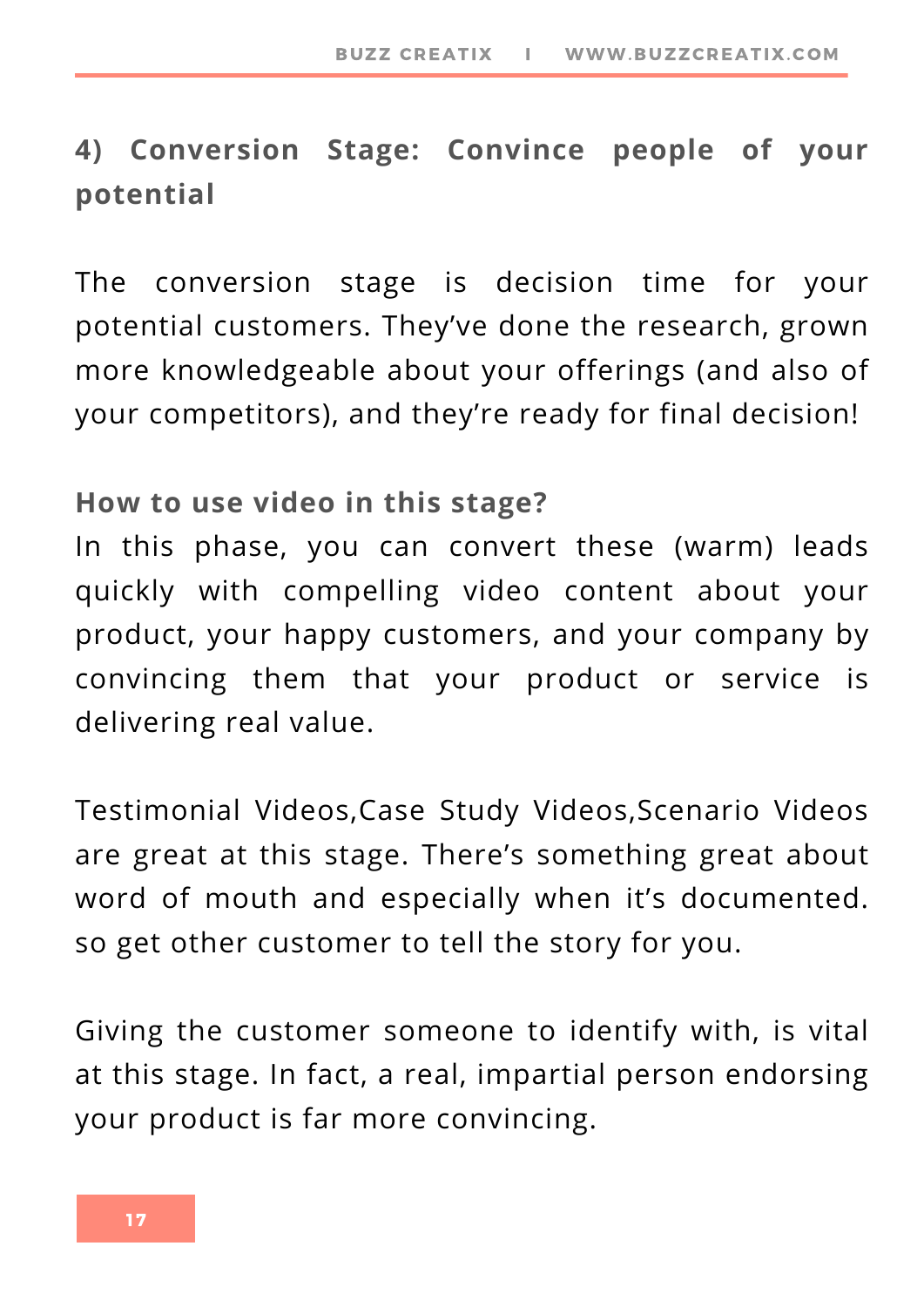## 4) Conversion Stage: Convince people of your potential

The conversion stage is decision time for your potential customers. They've done the research, grown more knowledgeable about your offerings (and also of your competitors), and they're ready for final decision!

**How to use video in this stage?**

In this phase, you can convert these (warm) leads quickly with compelling video content about your product, your happy customers, and your company by convincing them that your product or service is delivering real value.

Testimonial Videos,Case Study Videos,Scenario Videos are great at this stage. There's something great about word of mouth and especially when it's documented. so get other customer to tell the story for you.

Giving the customer someone to identify with, is vital at this stage. In fact, a real, impartial person endorsing your product is far more convincing.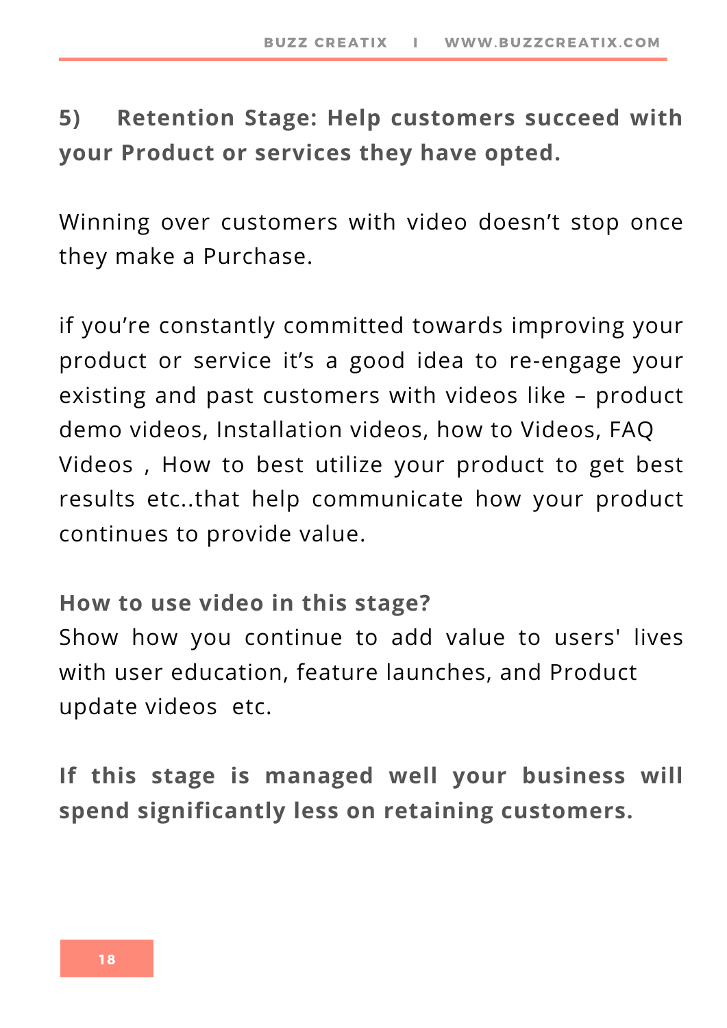**5) Retention Stage: Help customers succeed with your Product or services they have opted.**

Winning over customers with video doesn't stop once they make a Purchase.

if you're constantly committed towards improving your product or service it's a good idea to re-engage your existing and past customers with videos like – product demo videos, Installation videos, how to Videos, FAQ Videos , How to best utilize your product to get best results etc..that help communicate how your product continues to provide value.

**How to use video in this stage?**
Show how you continue to add value to users' lives with user education, feature launches, and Product update videos etc.

**If this stage is managed well your business will spend significantly less on retaining customers.**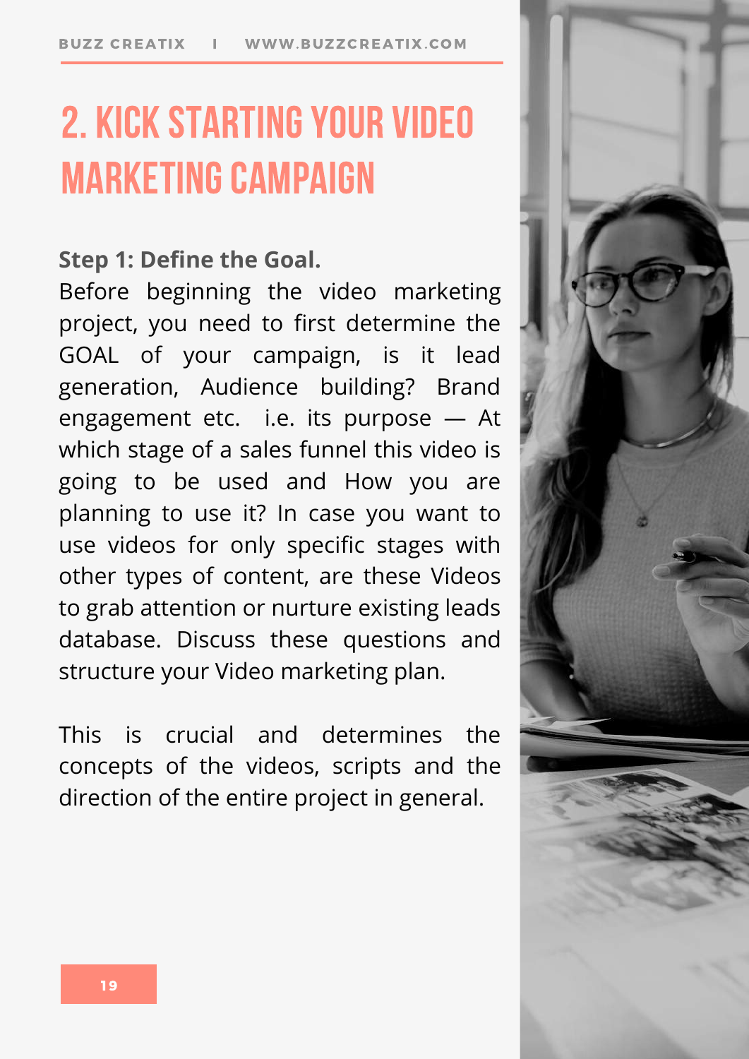# 2. KICK STARTING YOUR VIDEO MARKETING CAMPAIGN

**Step 1: Define the Goal.**

Before beginning the video marketing project, you need to first determine the GOAL of your campaign, is it lead generation, Audience building? Brand engagement etc. i.e. its purpose — At which stage of a sales funnel this video is going to be used and How you are planning to use it? In case you want to use videos for only specific stages with other types of content, are these Videos to grab attention or nurture existing leads database. Discuss these questions and structure your Video marketing plan.

This is crucial and determines the concepts of the videos, scripts and the direction of the entire project in general.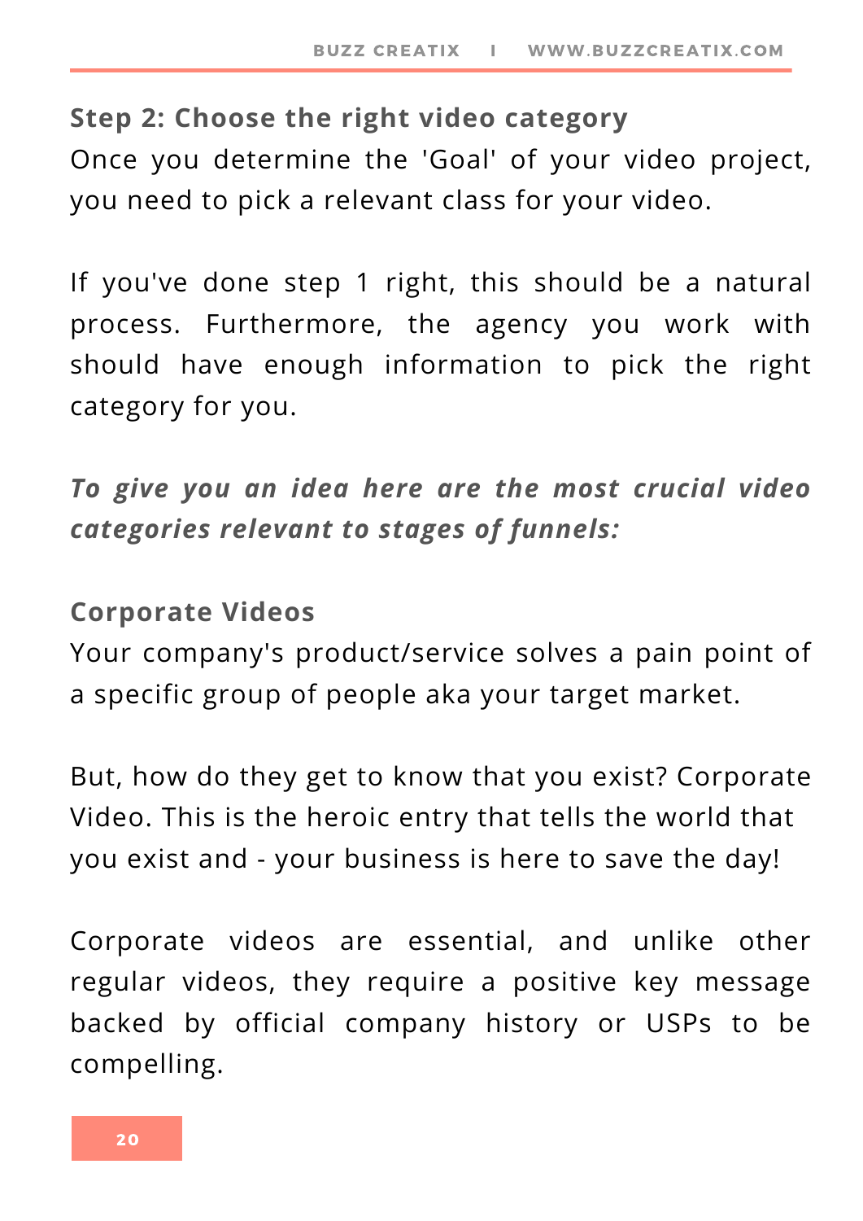### Step 2: Choose the right video category

Once you determine the 'Goal' of your video project, you need to pick a relevant class for your video.

If you've done step 1 right, this should be a natural process. Furthermore, the agency you work with should have enough information to pick the right category for you.

***To give you an idea here are the most crucial video categories relevant to stages of funnels:***

### Corporate Videos

Your company's product/service solves a pain point of a specific group of people aka your target market.

But, how do they get to know that you exist? Corporate Video. This is the heroic entry that tells the world that you exist and - your business is here to save the day!

Corporate videos are essential, and unlike other regular videos, they require a positive key message backed by official company history or USPs to be compelling.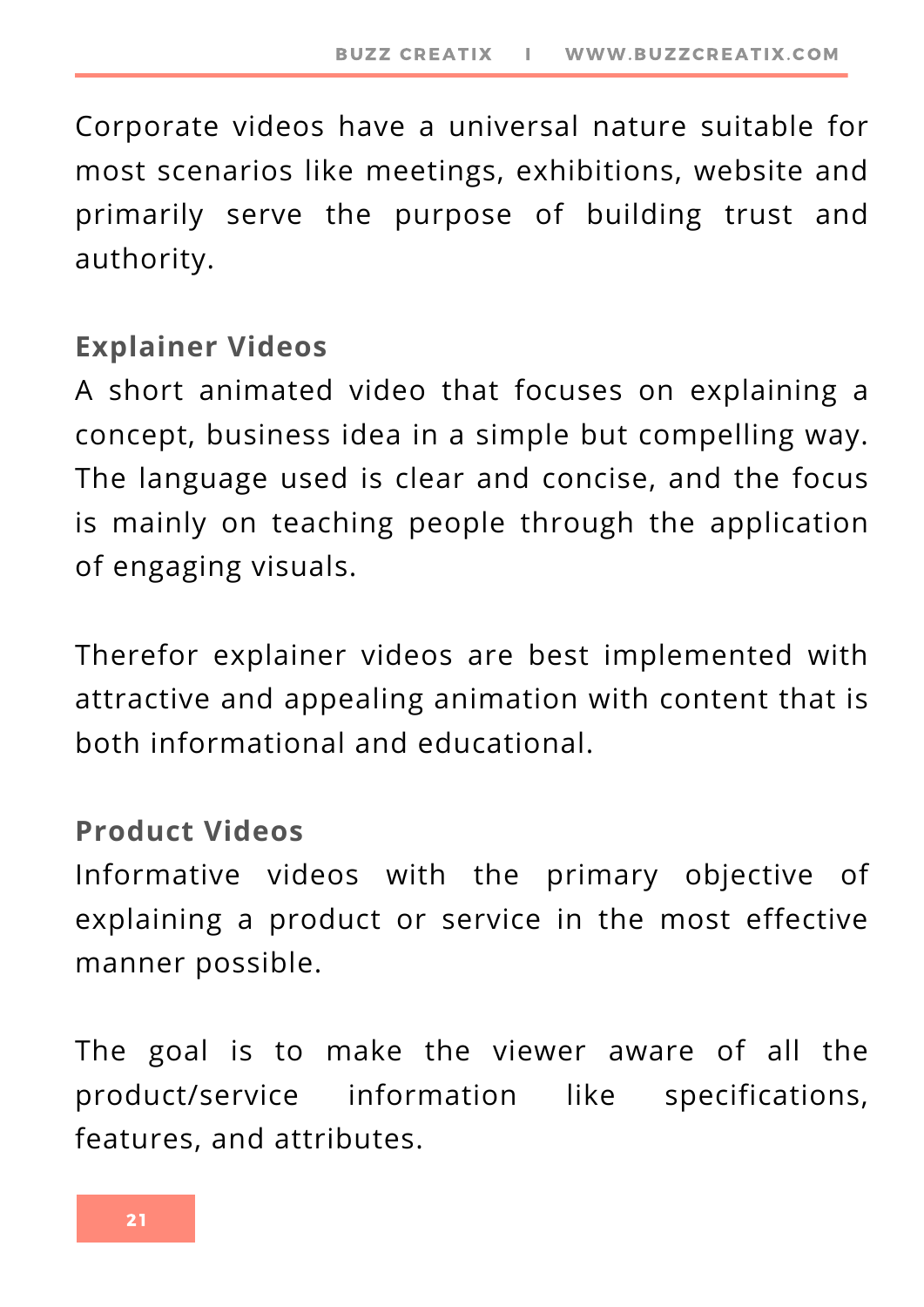Corporate videos have a universal nature suitable for most scenarios like meetings, exhibitions, website and primarily serve the purpose of building trust and authority.

### Explainer Videos

A short animated video that focuses on explaining a concept, business idea in a simple but compelling way. The language used is clear and concise, and the focus is mainly on teaching people through the application of engaging visuals.

Therefor explainer videos are best implemented with attractive and appealing animation with content that is both informational and educational.

### Product Videos

Informative videos with the primary objective of explaining a product or service in the most effective manner possible.

The goal is to make the viewer aware of all the product/service information like specifications, features, and attributes.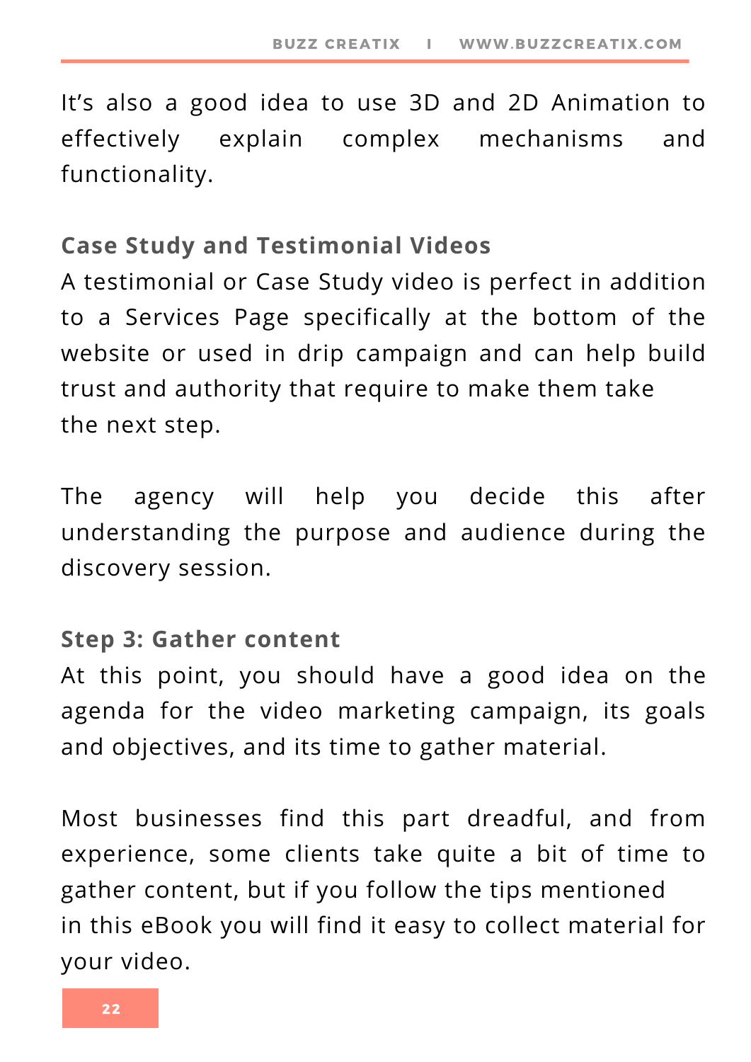It's also a good idea to use 3D and 2D Animation to effectively explain complex mechanisms and functionality.

**Case Study and Testimonial Videos**

A testimonial or Case Study video is perfect in addition to a Services Page specifically at the bottom of the website or used in drip campaign and can help build trust and authority that require to make them take the next step.

The agency will help you decide this after understanding the purpose and audience during the discovery session.

**Step 3: Gather content**

At this point, you should have a good idea on the agenda for the video marketing campaign, its goals and objectives, and its time to gather material.

Most businesses find this part dreadful, and from experience, some clients take quite a bit of time to gather content, but if you follow the tips mentioned in this eBook you will find it easy to collect material for your video.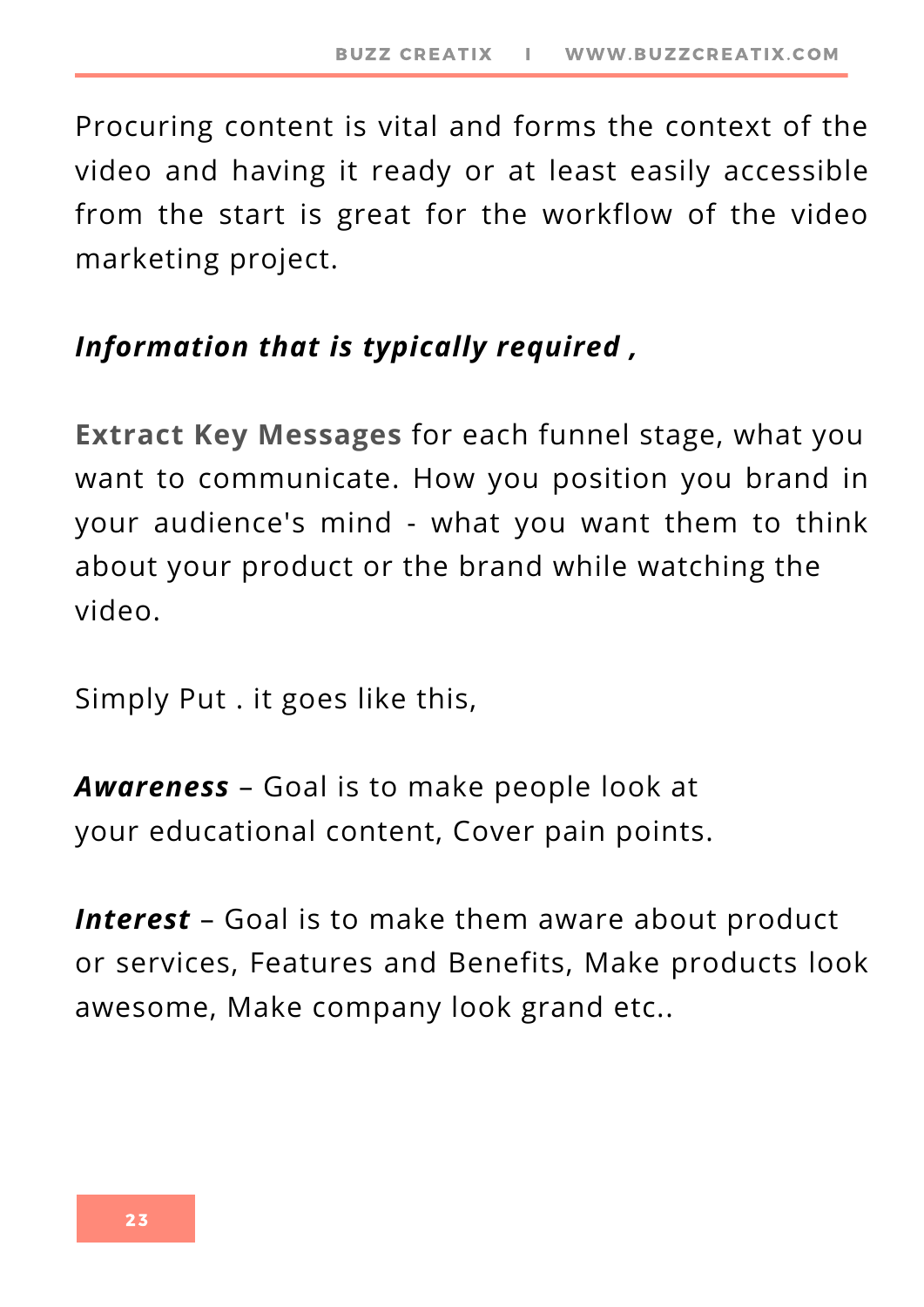Procuring content is vital and forms the context of the video and having it ready or at least easily accessible from the start is great for the workflow of the video marketing project.

***Information that is typically required ,***

**Extract Key Messages** for each funnel stage, what you want to communicate. How you position you brand in your audience's mind - what you want them to think about your product or the brand while watching the video.

Simply Put . it goes like this,

***Awareness*** – Goal is to make people look at your educational content, Cover pain points.

***Interest*** – Goal is to make them aware about product or services, Features and Benefits, Make products look awesome, Make company look grand etc..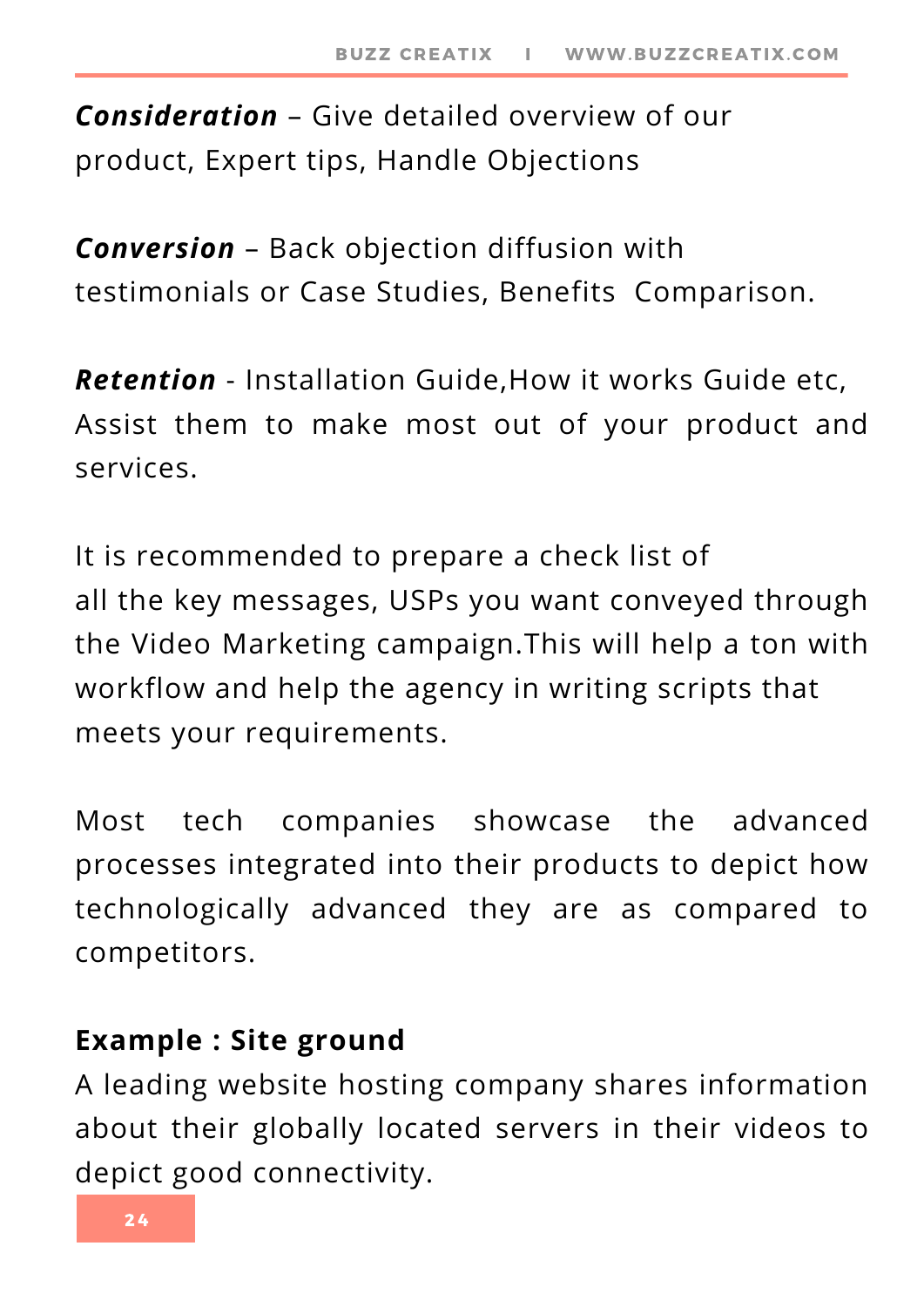***Consideration*** – Give detailed overview of our product, Expert tips, Handle Objections

***Conversion*** – Back objection diffusion with testimonials or Case Studies, Benefits  Comparison.

***Retention*** - Installation Guide,How it works Guide etc, Assist them to make most out of your product and services.

It is recommended to prepare a check list of all the key messages, USPs you want conveyed through the Video Marketing campaign.This will help a ton with workflow and help the agency in writing scripts that meets your requirements.

Most tech companies showcase the advanced processes integrated into their products to depict how technologically advanced they are as compared to competitors.

**Example : Site ground**

A leading website hosting company shares information about their globally located servers in their videos to depict good connectivity.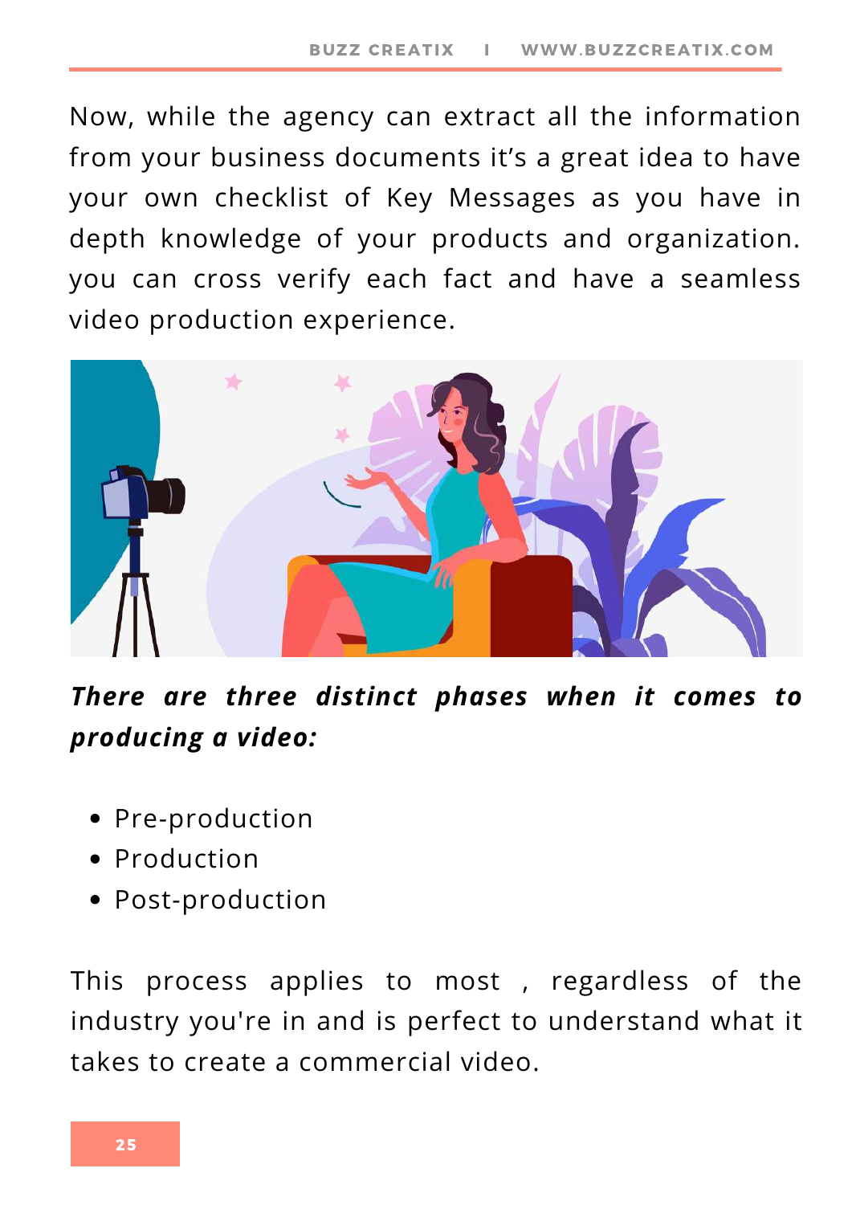Now, while the agency can extract all the information from your business documents it’s a great idea to have your own checklist of Key Messages as you have in depth knowledge of your products and organization. you can cross verify each fact and have a seamless video production experience.

***There are three distinct phases when it comes to producing a video:***

- Pre-production
- Production
- Post-production

This process applies to most , regardless of the industry you're in and is perfect to understand what it takes to create a commercial video.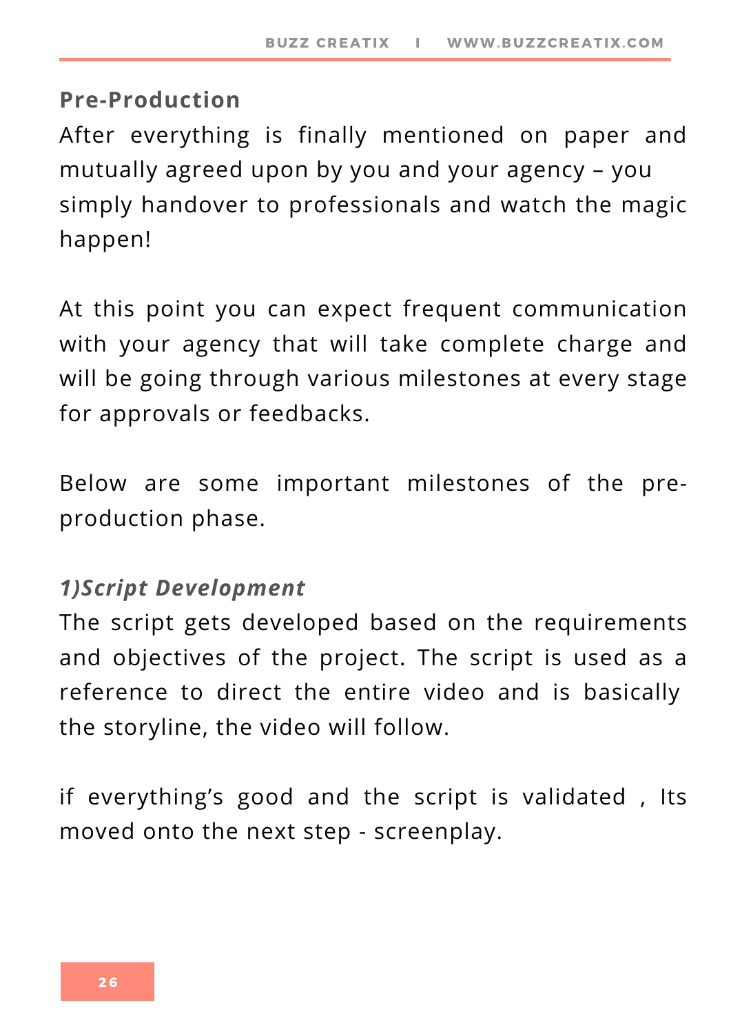## Pre-Production

After everything is finally mentioned on paper and mutually agreed upon by you and your agency – you simply handover to professionals and watch the magic happen!

At this point you can expect frequent communication with your agency that will take complete charge and will be going through various milestones at every stage for approvals or feedbacks.

Below are some important milestones of the pre-production phase.

### *1)Script Development*

The script gets developed based on the requirements and objectives of the project. The script is used as a reference to direct the entire video and is basically the storyline, the video will follow.

if everything's good and the script is validated , Its moved onto the next step - screenplay.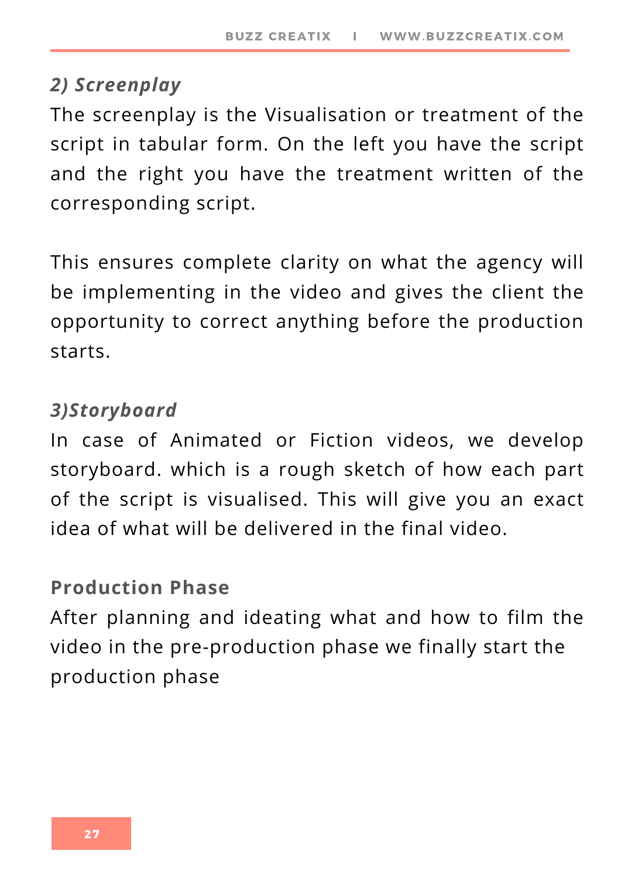### *2) Screenplay*

The screenplay is the Visualisation or treatment of the script in tabular form. On the left you have the script and the right you have the treatment written of the corresponding script.

This ensures complete clarity on what the agency will be implementing in the video and gives the client the opportunity to correct anything before the production starts.

### *3)Storyboard*

In case of Animated or Fiction videos, we develop storyboard. which is a rough sketch of how each part of the script is visualised. This will give you an exact idea of what will be delivered in the final video.

## Production Phase

After planning and ideating what and how to film the video in the pre-production phase we finally start the production phase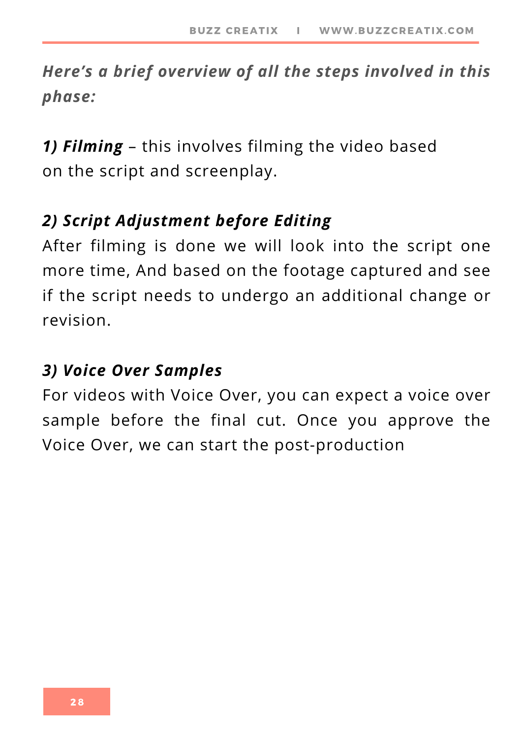***Here's a brief overview of all the steps involved in this phase:***

***1) Filming*** – this involves filming the video based on the script and screenplay.

***2) Script Adjustment before Editing***

After filming is done we will look into the script one more time, And based on the footage captured and see if the script needs to undergo an additional change or revision.

***3) Voice Over Samples***

For videos with Voice Over, you can expect a voice over sample before the final cut. Once you approve the Voice Over, we can start the post-production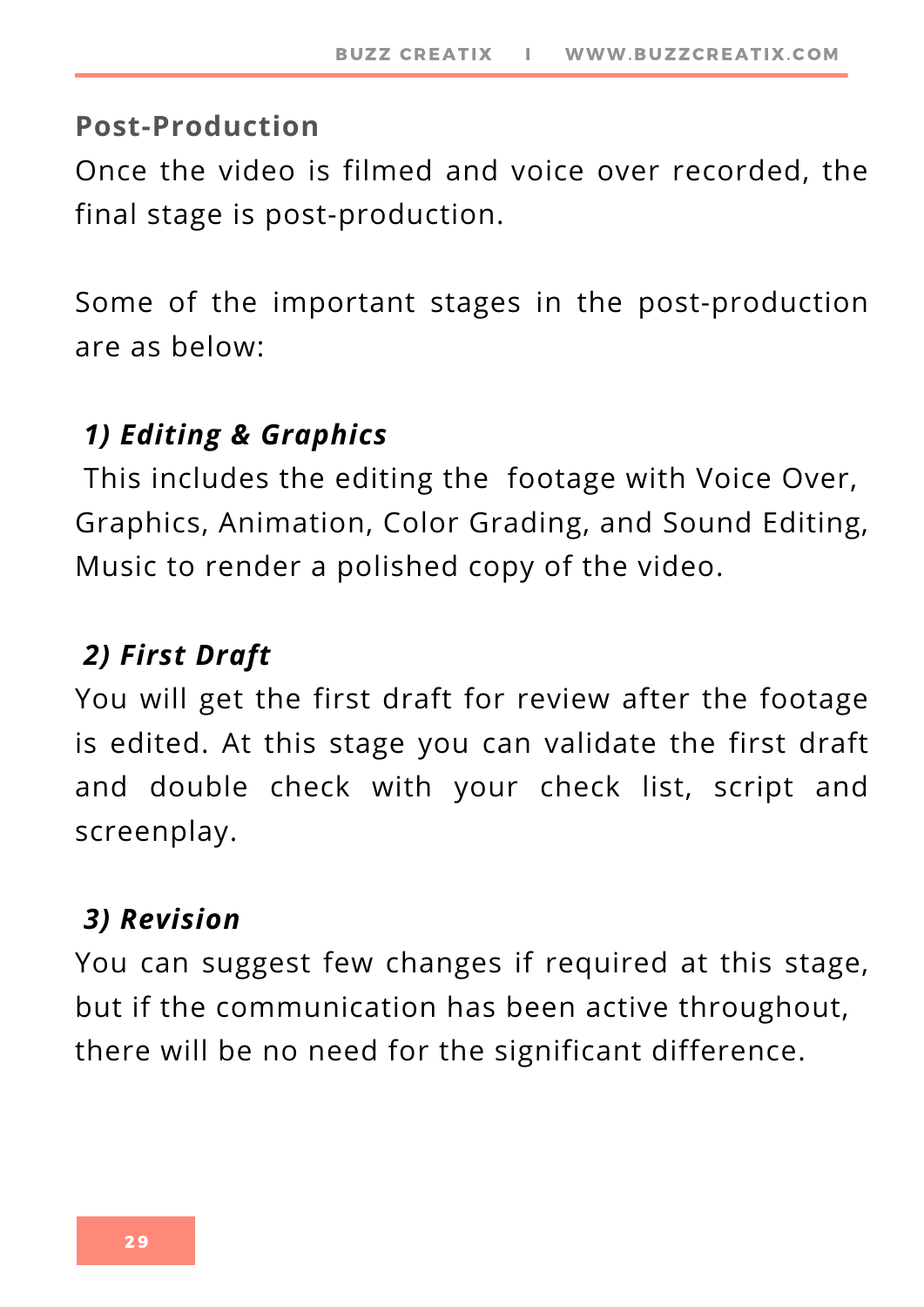## Post-Production

Once the video is filmed and voice over recorded, the final stage is post-production.

Some of the important stages in the post-production are as below:

### *1) Editing & Graphics*

This includes the editing the footage with Voice Over, Graphics, Animation, Color Grading, and Sound Editing, Music to render a polished copy of the video.

### *2) First Draft*

You will get the first draft for review after the footage is edited. At this stage you can validate the first draft and double check with your check list, script and screenplay.

### *3) Revision*

You can suggest few changes if required at this stage, but if the communication has been active throughout, there will be no need for the significant difference.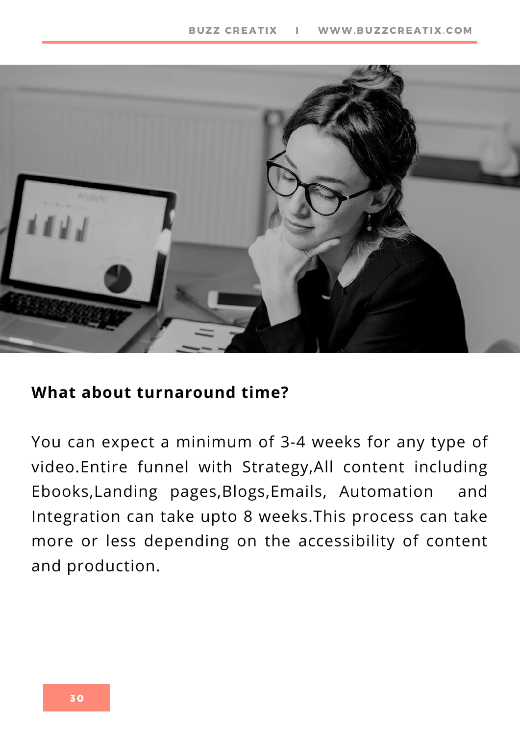**What about turnaround time?**

You can expect a minimum of 3-4 weeks for any type of video.Entire funnel with Strategy,All content including Ebooks,Landing pages,Blogs,Emails, Automation and Integration can take upto 8 weeks.This process can take more or less depending on the accessibility of content and production.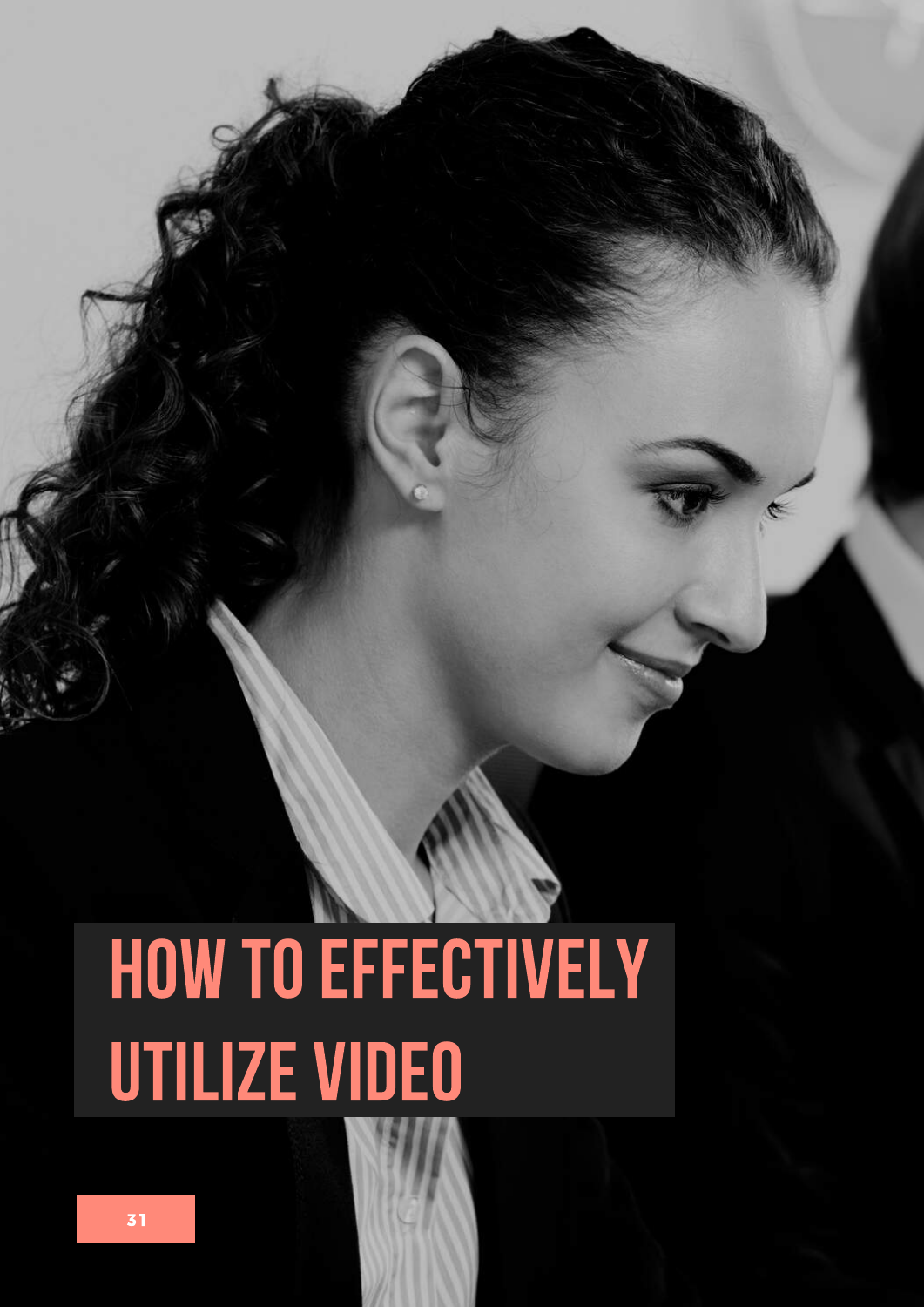# HOW TO EFFECTIVELY UTILIZE VIDEO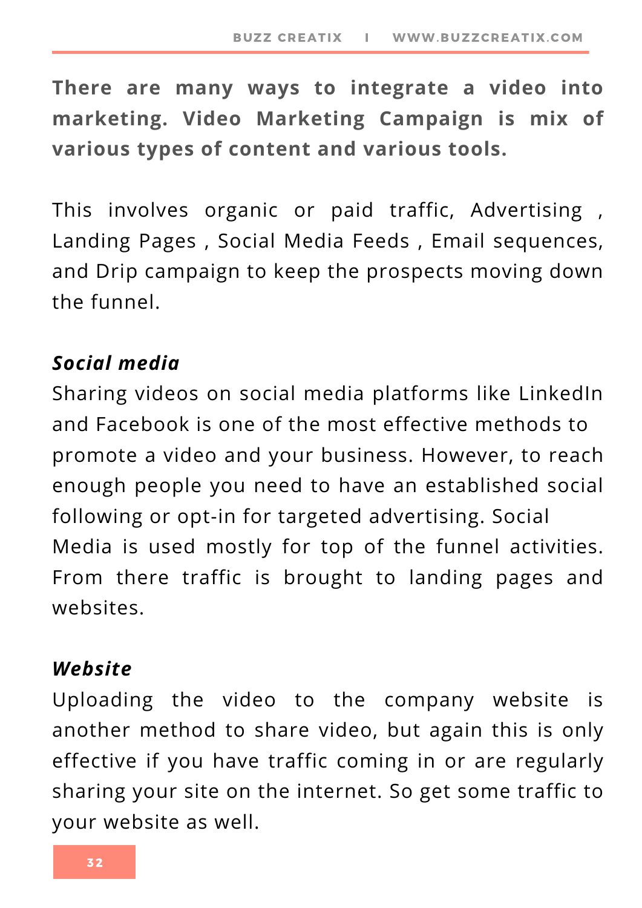**There are many ways to integrate a video into marketing. Video Marketing Campaign is mix of various types of content and various tools.**

This involves organic or paid traffic, Advertising , Landing Pages , Social Media Feeds , Email sequences, and Drip campaign to keep the prospects moving down the funnel.

***Social media***

Sharing videos on social media platforms like LinkedIn and Facebook is one of the most effective methods to promote a video and your business. However, to reach enough people you need to have an established social following or opt-in for targeted advertising. Social Media is used mostly for top of the funnel activities. From there traffic is brought to landing pages and websites.

***Website***

Uploading the video to the company website is another method to share video, but again this is only effective if you have traffic coming in or are regularly sharing your site on the internet. So get some traffic to your website as well.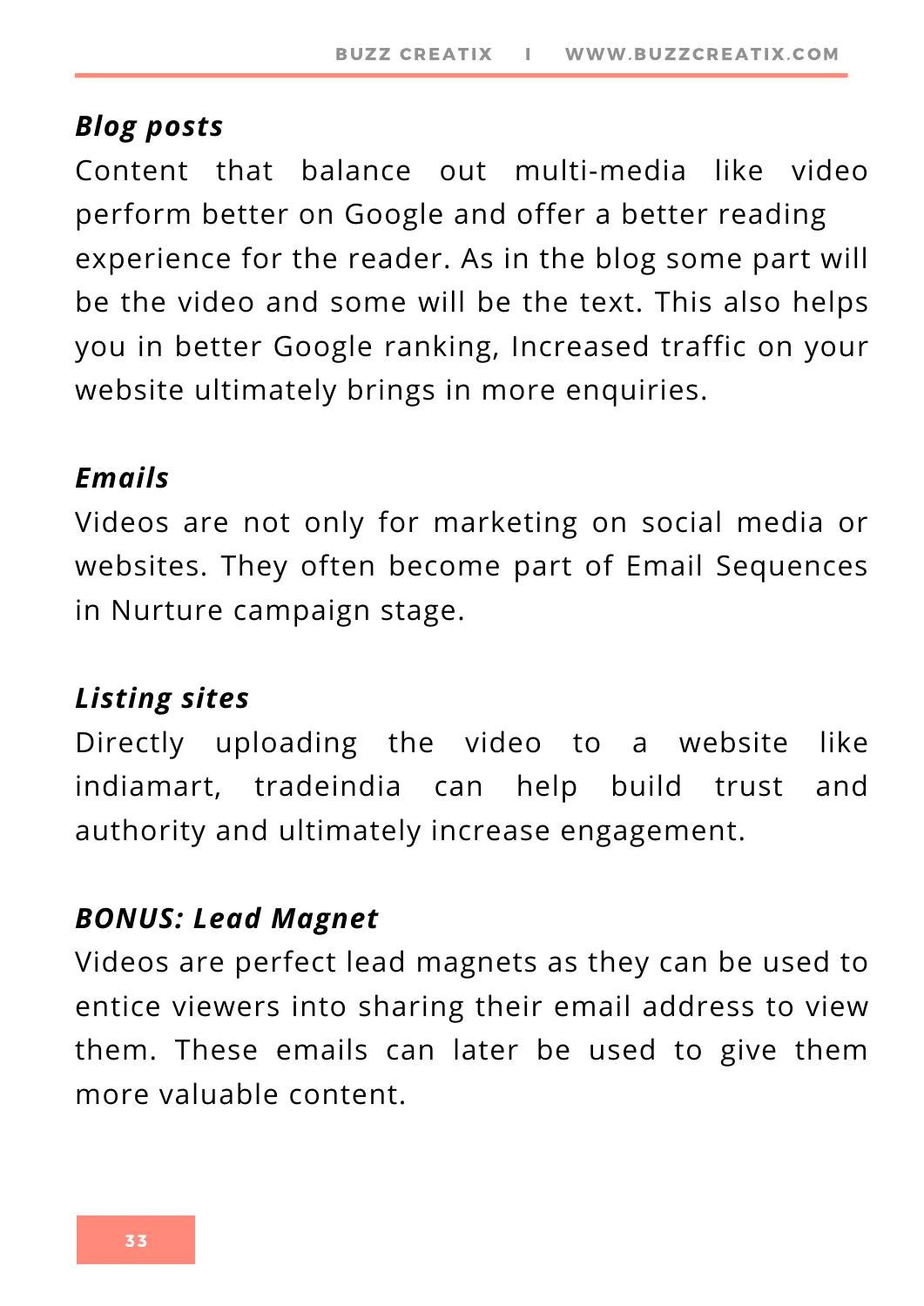***Blog posts***

Content that balance out multi-media like video perform better on Google and offer a better reading experience for the reader. As in the blog some part will be the video and some will be the text. This also helps you in better Google ranking, Increased traffic on your website ultimately brings in more enquiries.

***Emails***

Videos are not only for marketing on social media or websites. They often become part of Email Sequences in Nurture campaign stage.

***Listing sites***

Directly uploading the video to a website like indiamart, tradeindia can help build trust and authority and ultimately increase engagement.

***BONUS: Lead Magnet***

Videos are perfect lead magnets as they can be used to entice viewers into sharing their email address to view them. These emails can later be used to give them more valuable content.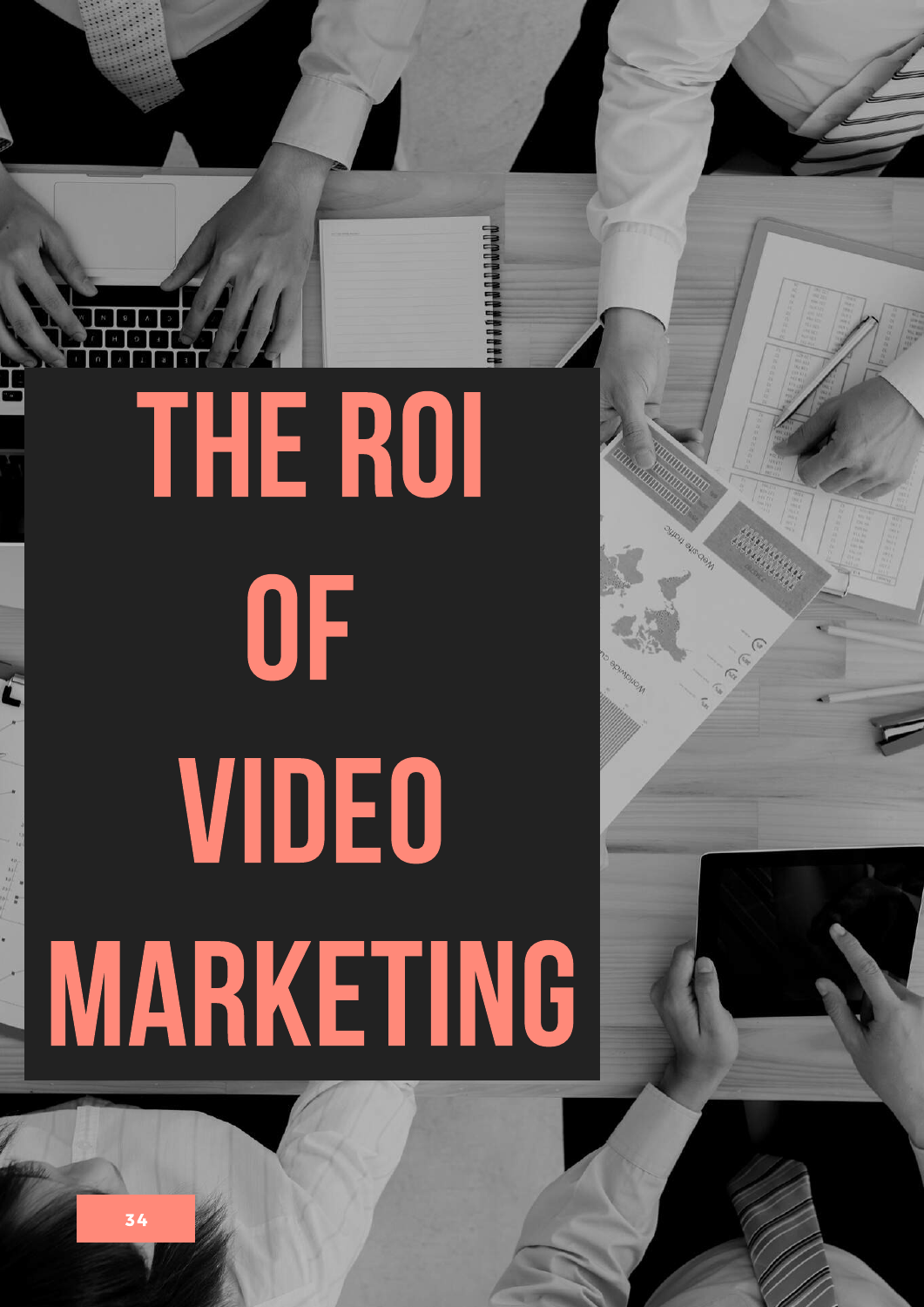# THE ROI OF VIDEO MARKETING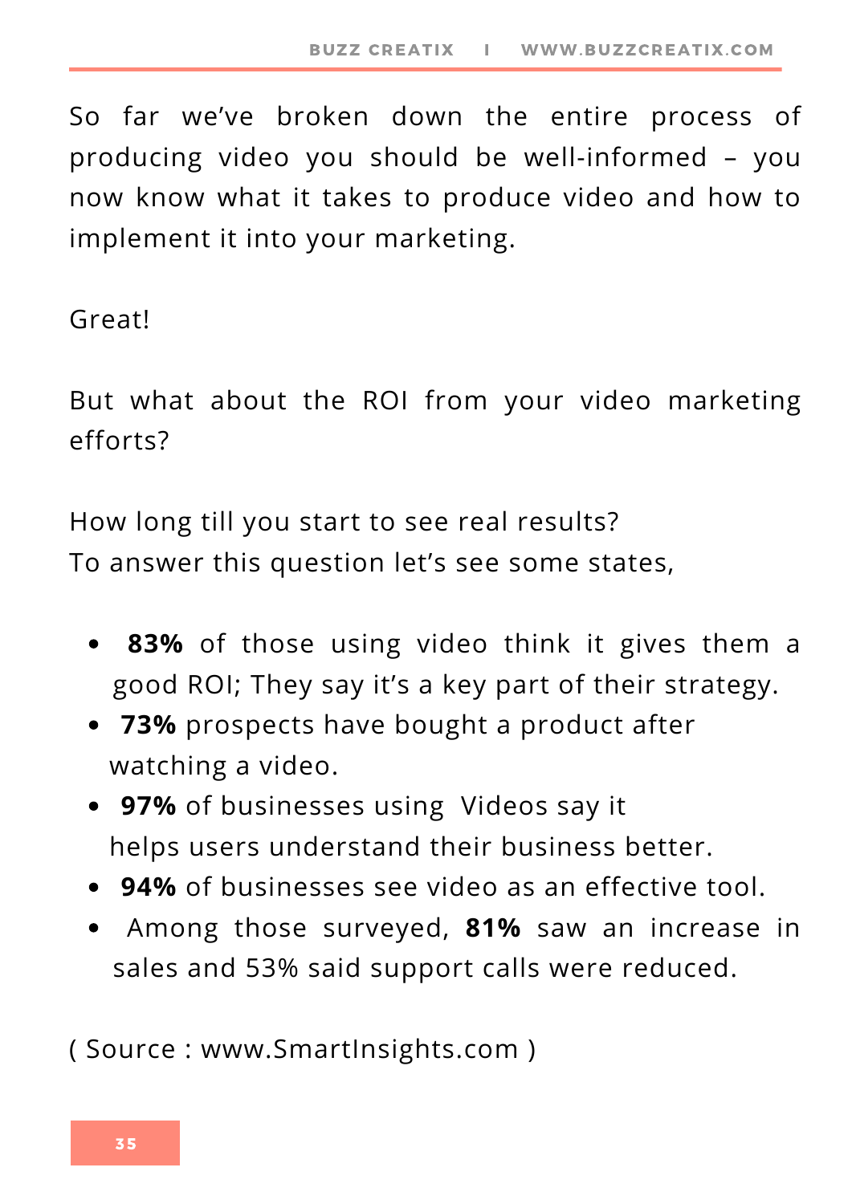So far we've broken down the entire process of producing video you should be well-informed – you now know what it takes to produce video and how to implement it into your marketing.

Great!

But what about the ROI from your video marketing efforts?

How long till you start to see real results?
To answer this question let's see some states,

- **83%** of those using video think it gives them a good ROI; They say it's a key part of their strategy.
- **73%** prospects have bought a product after watching a video.
- **97%** of businesses using Videos say it helps users understand their business better.
- **94%** of businesses see video as an effective tool.
- Among those surveyed, **81%** saw an increase in sales and 53% said support calls were reduced.

( Source : www.SmartInsights.com )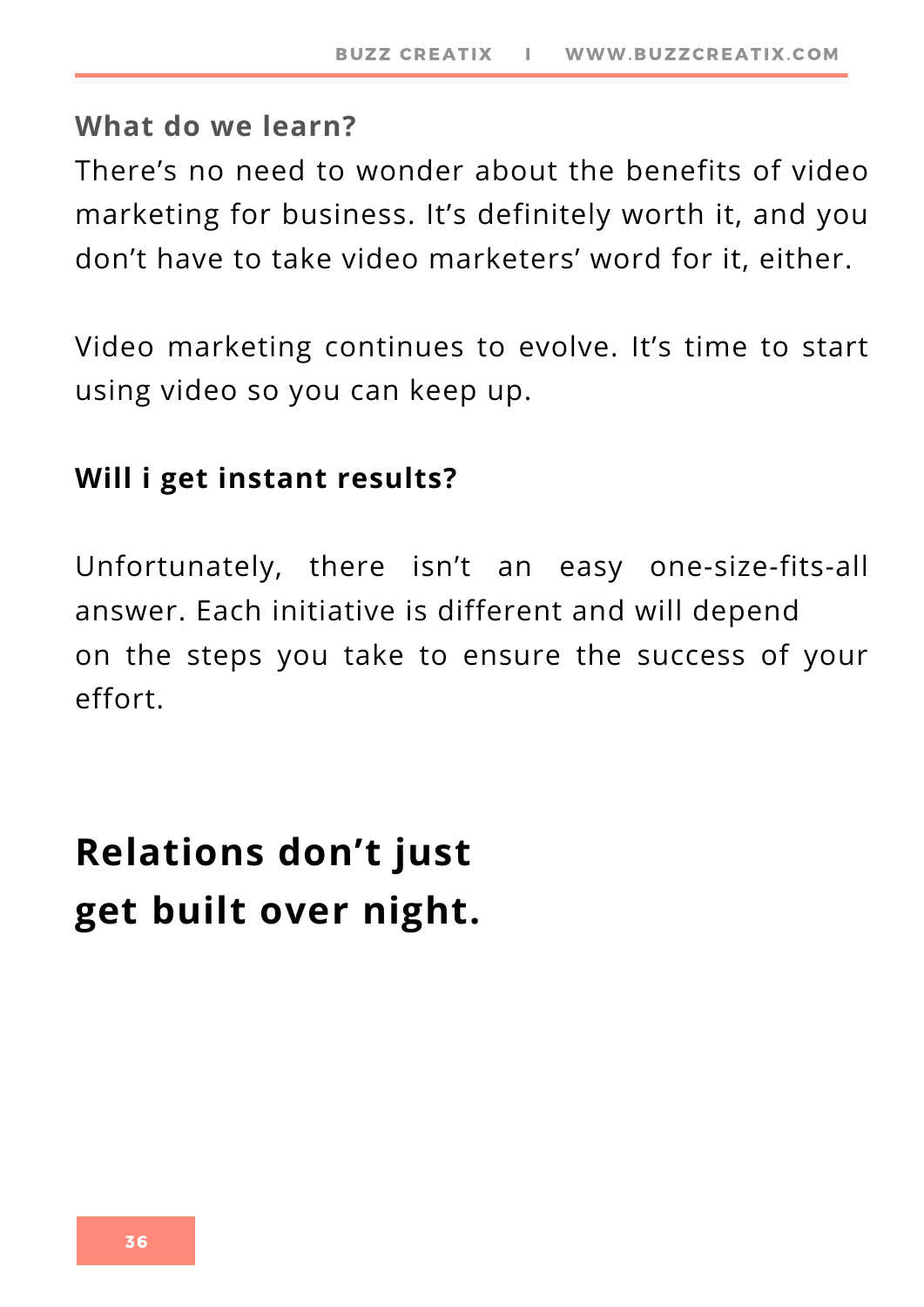### What do we learn?

There's no need to wonder about the benefits of video marketing for business. It's definitely worth it, and you don't have to take video marketers' word for it, either.

Video marketing continues to evolve. It's time to start using video so you can keep up.

### Will i get instant results?

Unfortunately, there isn't an easy one-size-fits-all answer. Each initiative is different and will depend on the steps you take to ensure the success of your effort.

## Relations don't just get built over night.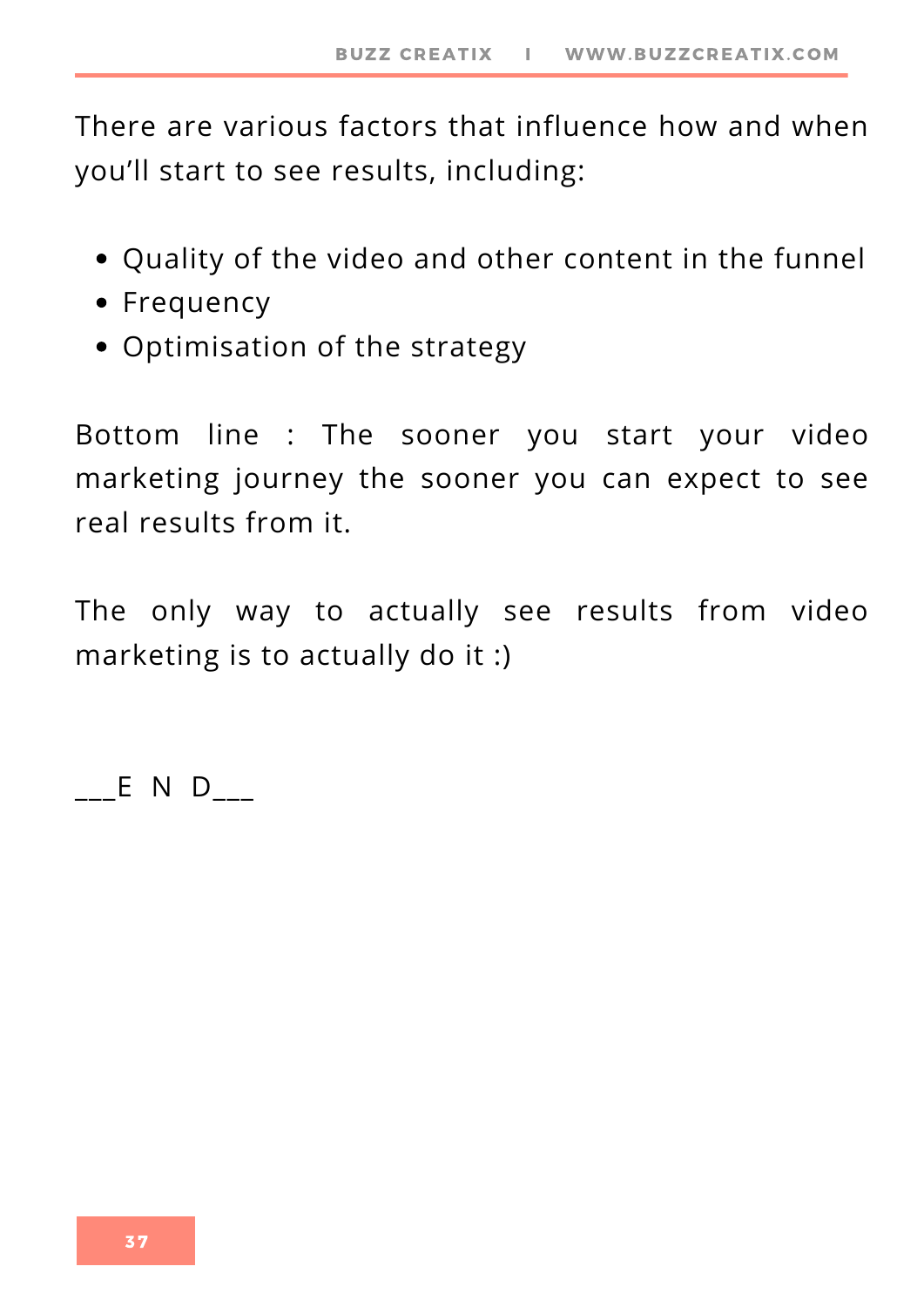There are various factors that influence how and when you'll start to see results, including:

- Quality of the video and other content in the funnel
- Frequency
- Optimisation of the strategy

Bottom line : The sooner you start your video marketing journey the sooner you can expect to see real results from it.

The only way to actually see results from video marketing is to actually do it :)

___E N D___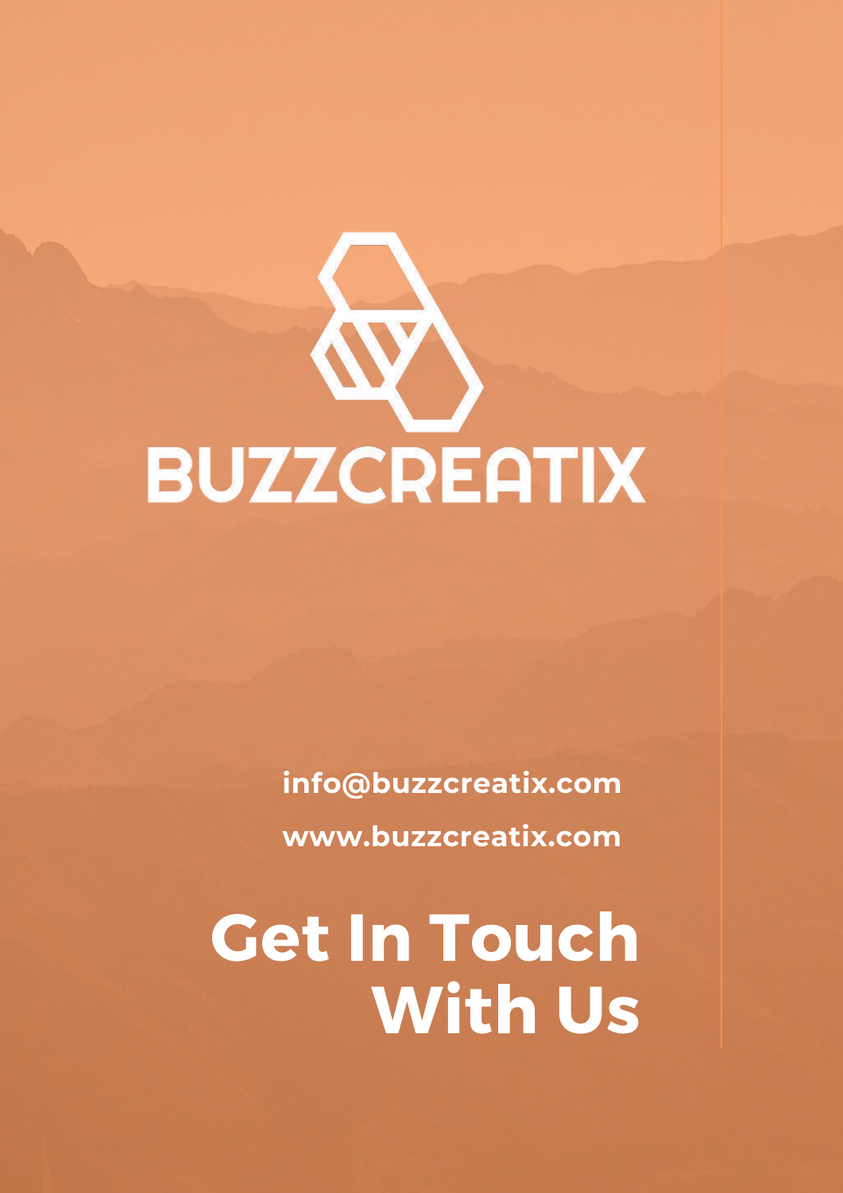BUZZCREATIX

info@buzzcreatix.com

www.buzzcreatix.com

# Get In Touch With Us